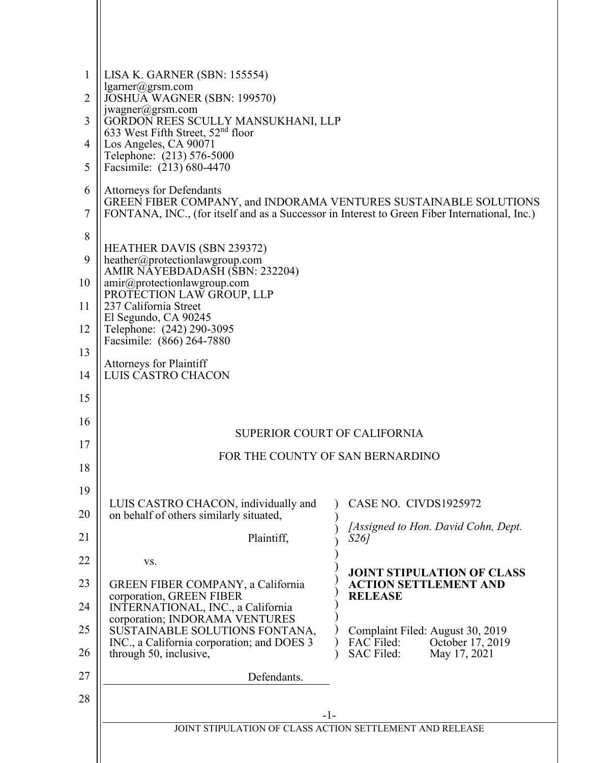LISA K. GARNER (SBN: 155554)
lgarner@grsm.com
JOSHUA WAGNER (SBN: 199570)
jwagner@grsm.com
GORDON REES SCULLY MANSUKHANI, LLP
633 West Fifth Street, 52nd floor
Los Angeles, CA 90071
Telephone: (213) 576-5000
Facsimile: (213) 680-4470

Attorneys for Defendants
GREEN FIBER COMPANY, and INDORAMA VENTURES SUSTAINABLE SOLUTIONS FONTANA, INC., (for itself and as a Successor in Interest to Green Fiber International, Inc.)

HEATHER DAVIS (SBN 239372)
heather@protectionlawgroup.com
AMIR NAYEBDADASH (SBN: 232204)
amir@protectionlawgroup.com
PROTECTION LAW GROUP, LLP
237 California Street
El Segundo, CA 90245
Telephone: (242) 290-3095
Facsimile: (866) 264-7880

Attorneys for Plaintiff
LUIS CASTRO CHACON

SUPERIOR COURT OF CALIFORNIA

FOR THE COUNTY OF SAN BERNARDINO

| | |
|---|---|
| LUIS CASTRO CHACON, individually and on behalf of others similarly situated,<br><br>Plaintiff,<br><br>vs.<br><br>GREEN FIBER COMPANY, a California corporation, GREEN FIBER INTERNATIONAL, INC., a California corporation; INDORAMA VENTURES SUSTAINABLE SOLUTIONS FONTANA, INC., a California corporation; and DOES 3 through 50, inclusive,<br><br>Defendants. | CASE NO. CIVDS1925972<br><br>*[Assigned to Hon. David Cohn, Dept. S26]*<br><br>**JOINT STIPULATION OF CLASS ACTION SETTLEMENT AND RELEASE**<br><br>Complaint Filed: August 30, 2019<br>FAC Filed: October 17, 2019<br>SAC Filed: May 17, 2021 |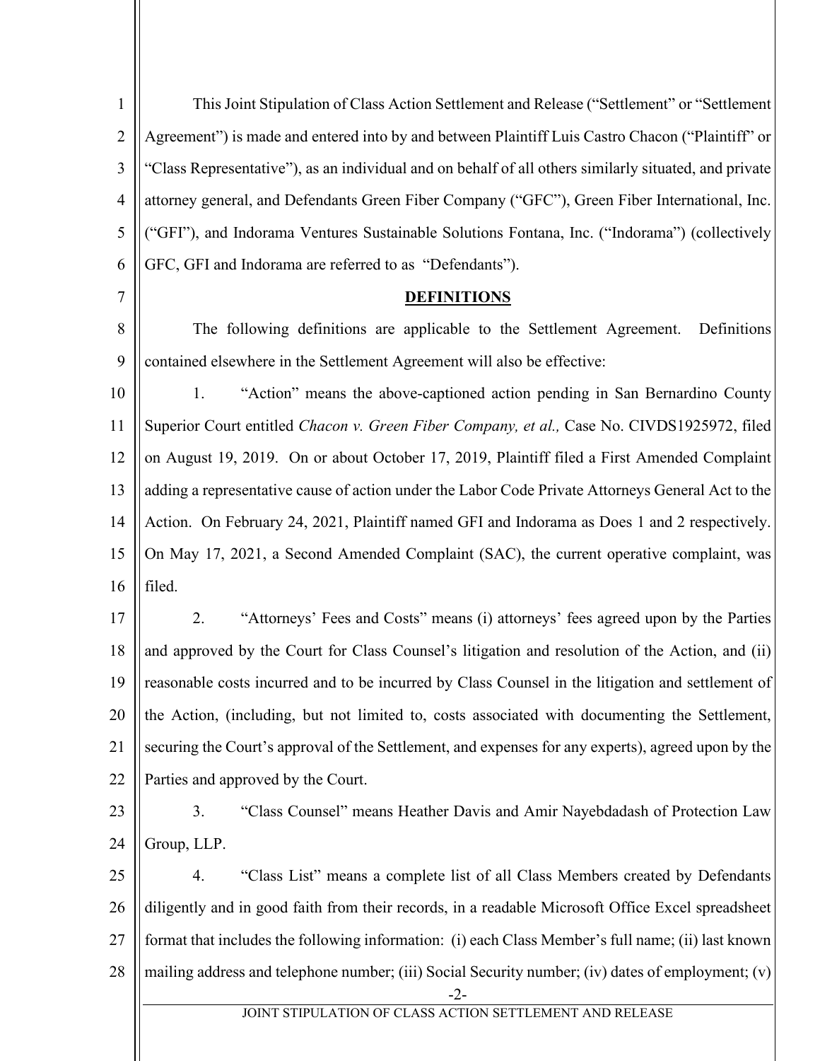This Joint Stipulation of Class Action Settlement and Release ("Settlement" or "Settlement Agreement") is made and entered into by and between Plaintiff Luis Castro Chacon ("Plaintiff" or "Class Representative"), as an individual and on behalf of all others similarly situated, and private attorney general, and Defendants Green Fiber Company ("GFC"), Green Fiber International, Inc. ("GFI"), and Indorama Ventures Sustainable Solutions Fontana, Inc. ("Indorama") (collectively GFC, GFI and Indorama are referred to as "Defendants").

## DEFINITIONS

The following definitions are applicable to the Settlement Agreement. Definitions contained elsewhere in the Settlement Agreement will also be effective:

1. "Action" means the above-captioned action pending in San Bernardino County Superior Court entitled *Chacon v. Green Fiber Company, et al.,* Case No. CIVDS1925972, filed on August 19, 2019. On or about October 17, 2019, Plaintiff filed a First Amended Complaint adding a representative cause of action under the Labor Code Private Attorneys General Act to the Action. On February 24, 2021, Plaintiff named GFI and Indorama as Does 1 and 2 respectively. On May 17, 2021, a Second Amended Complaint (SAC), the current operative complaint, was filed.

2. "Attorneys' Fees and Costs" means (i) attorneys' fees agreed upon by the Parties and approved by the Court for Class Counsel's litigation and resolution of the Action, and (ii) reasonable costs incurred and to be incurred by Class Counsel in the litigation and settlement of the Action, (including, but not limited to, costs associated with documenting the Settlement, securing the Court's approval of the Settlement, and expenses for any experts), agreed upon by the Parties and approved by the Court.

3. "Class Counsel" means Heather Davis and Amir Nayebdadash of Protection Law Group, LLP.

4. "Class List" means a complete list of all Class Members created by Defendants diligently and in good faith from their records, in a readable Microsoft Office Excel spreadsheet format that includes the following information: (i) each Class Member's full name; (ii) last known mailing address and telephone number; (iii) Social Security number; (iv) dates of employment; (v)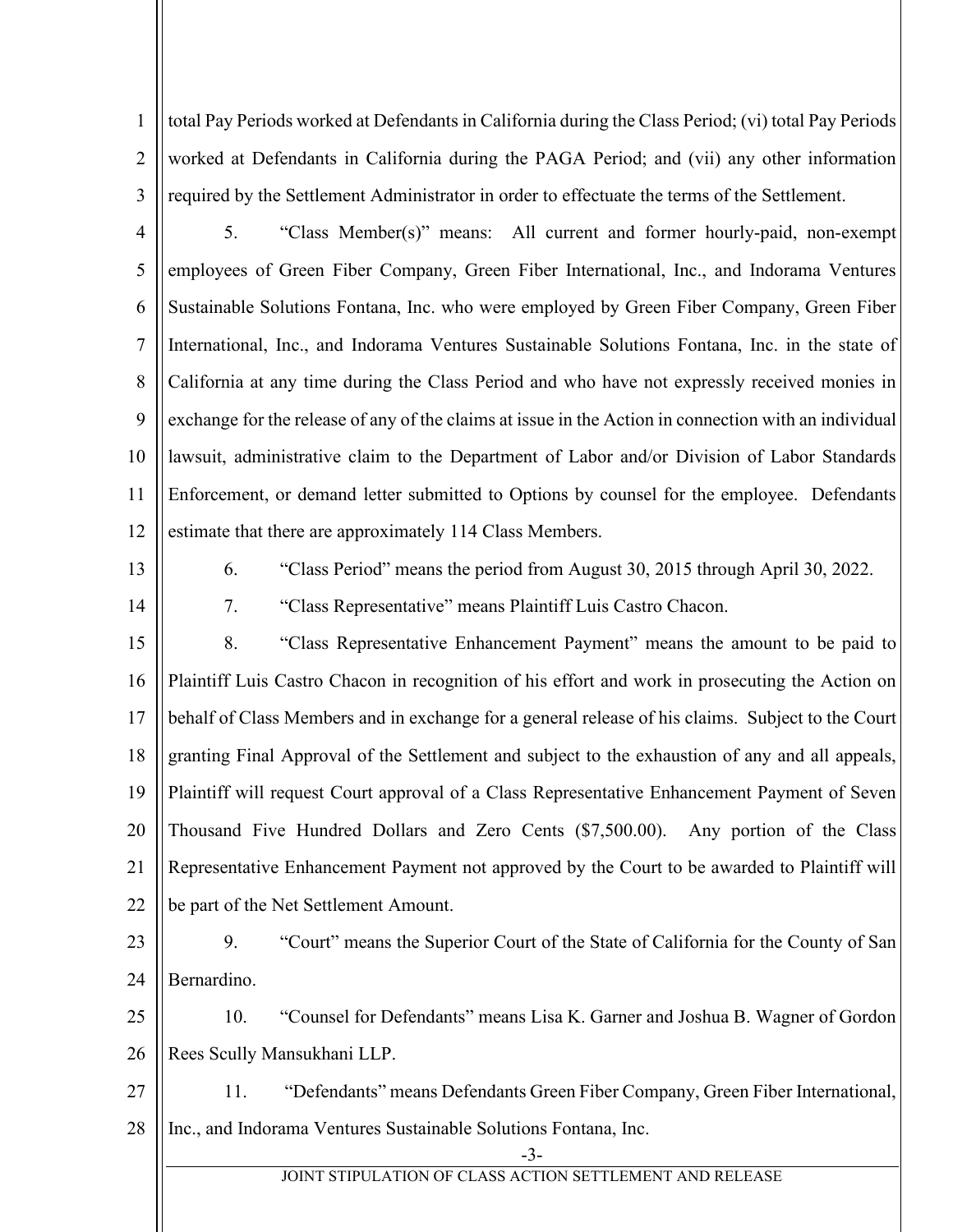total Pay Periods worked at Defendants in California during the Class Period; (vi) total Pay Periods worked at Defendants in California during the PAGA Period; and (vii) any other information required by the Settlement Administrator in order to effectuate the terms of the Settlement.

5. "Class Member(s)" means: All current and former hourly-paid, non-exempt employees of Green Fiber Company, Green Fiber International, Inc., and Indorama Ventures Sustainable Solutions Fontana, Inc. who were employed by Green Fiber Company, Green Fiber International, Inc., and Indorama Ventures Sustainable Solutions Fontana, Inc. in the state of California at any time during the Class Period and who have not expressly received monies in exchange for the release of any of the claims at issue in the Action in connection with an individual lawsuit, administrative claim to the Department of Labor and/or Division of Labor Standards Enforcement, or demand letter submitted to Options by counsel for the employee. Defendants estimate that there are approximately 114 Class Members.

6. "Class Period" means the period from August 30, 2015 through April 30, 2022.

7. "Class Representative" means Plaintiff Luis Castro Chacon.

8. "Class Representative Enhancement Payment" means the amount to be paid to Plaintiff Luis Castro Chacon in recognition of his effort and work in prosecuting the Action on behalf of Class Members and in exchange for a general release of his claims. Subject to the Court granting Final Approval of the Settlement and subject to the exhaustion of any and all appeals, Plaintiff will request Court approval of a Class Representative Enhancement Payment of Seven Thousand Five Hundred Dollars and Zero Cents ($7,500.00). Any portion of the Class Representative Enhancement Payment not approved by the Court to be awarded to Plaintiff will be part of the Net Settlement Amount.

9. "Court" means the Superior Court of the State of California for the County of San Bernardino.

10. "Counsel for Defendants" means Lisa K. Garner and Joshua B. Wagner of Gordon Rees Scully Mansukhani LLP.

11. "Defendants" means Defendants Green Fiber Company, Green Fiber International, Inc., and Indorama Ventures Sustainable Solutions Fontana, Inc.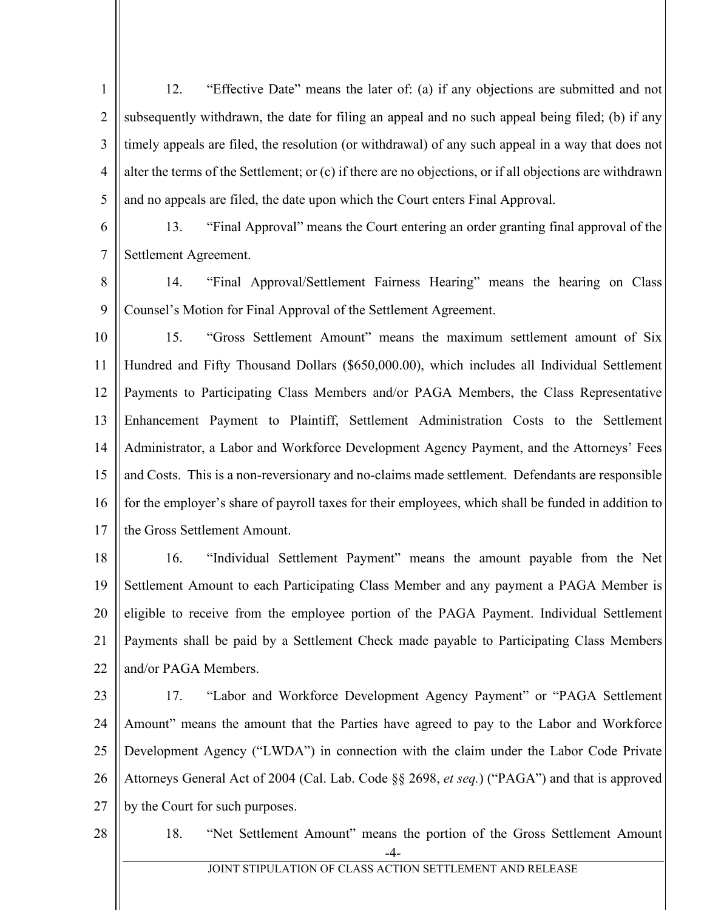12. "Effective Date" means the later of: (a) if any objections are submitted and not subsequently withdrawn, the date for filing an appeal and no such appeal being filed; (b) if any timely appeals are filed, the resolution (or withdrawal) of any such appeal in a way that does not alter the terms of the Settlement; or (c) if there are no objections, or if all objections are withdrawn and no appeals are filed, the date upon which the Court enters Final Approval.

13. "Final Approval" means the Court entering an order granting final approval of the Settlement Agreement.

14. "Final Approval/Settlement Fairness Hearing" means the hearing on Class Counsel's Motion for Final Approval of the Settlement Agreement.

15. "Gross Settlement Amount" means the maximum settlement amount of Six Hundred and Fifty Thousand Dollars ($650,000.00), which includes all Individual Settlement Payments to Participating Class Members and/or PAGA Members, the Class Representative Enhancement Payment to Plaintiff, Settlement Administration Costs to the Settlement Administrator, a Labor and Workforce Development Agency Payment, and the Attorneys' Fees and Costs. This is a non-reversionary and no-claims made settlement. Defendants are responsible for the employer's share of payroll taxes for their employees, which shall be funded in addition to the Gross Settlement Amount.

16. "Individual Settlement Payment" means the amount payable from the Net Settlement Amount to each Participating Class Member and any payment a PAGA Member is eligible to receive from the employee portion of the PAGA Payment. Individual Settlement Payments shall be paid by a Settlement Check made payable to Participating Class Members and/or PAGA Members.

17. "Labor and Workforce Development Agency Payment" or "PAGA Settlement Amount" means the amount that the Parties have agreed to pay to the Labor and Workforce Development Agency ("LWDA") in connection with the claim under the Labor Code Private Attorneys General Act of 2004 (Cal. Lab. Code §§ 2698, *et seq.*) ("PAGA") and that is approved by the Court for such purposes.

18. "Net Settlement Amount" means the portion of the Gross Settlement Amount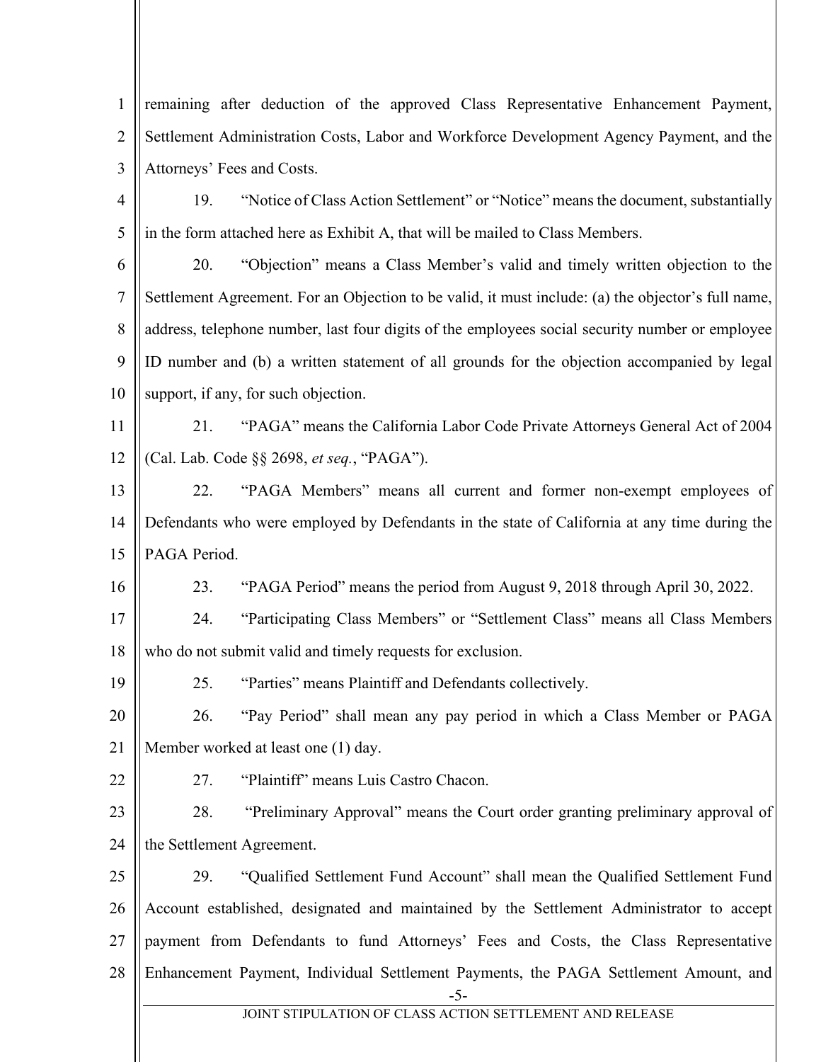remaining after deduction of the approved Class Representative Enhancement Payment, Settlement Administration Costs, Labor and Workforce Development Agency Payment, and the Attorneys' Fees and Costs.

19. "Notice of Class Action Settlement" or "Notice" means the document, substantially in the form attached here as Exhibit A, that will be mailed to Class Members.

20. "Objection" means a Class Member's valid and timely written objection to the Settlement Agreement. For an Objection to be valid, it must include: (a) the objector's full name, address, telephone number, last four digits of the employees social security number or employee ID number and (b) a written statement of all grounds for the objection accompanied by legal support, if any, for such objection.

21. "PAGA" means the California Labor Code Private Attorneys General Act of 2004 (Cal. Lab. Code §§ 2698, *et seq.*, "PAGA").

22. "PAGA Members" means all current and former non-exempt employees of Defendants who were employed by Defendants in the state of California at any time during the PAGA Period.

23. "PAGA Period" means the period from August 9, 2018 through April 30, 2022.

24. "Participating Class Members" or "Settlement Class" means all Class Members who do not submit valid and timely requests for exclusion.

25. "Parties" means Plaintiff and Defendants collectively.

26. "Pay Period" shall mean any pay period in which a Class Member or PAGA Member worked at least one (1) day.

27. "Plaintiff" means Luis Castro Chacon.

28. "Preliminary Approval" means the Court order granting preliminary approval of the Settlement Agreement.

29. "Qualified Settlement Fund Account" shall mean the Qualified Settlement Fund Account established, designated and maintained by the Settlement Administrator to accept payment from Defendants to fund Attorneys' Fees and Costs, the Class Representative Enhancement Payment, Individual Settlement Payments, the PAGA Settlement Amount, and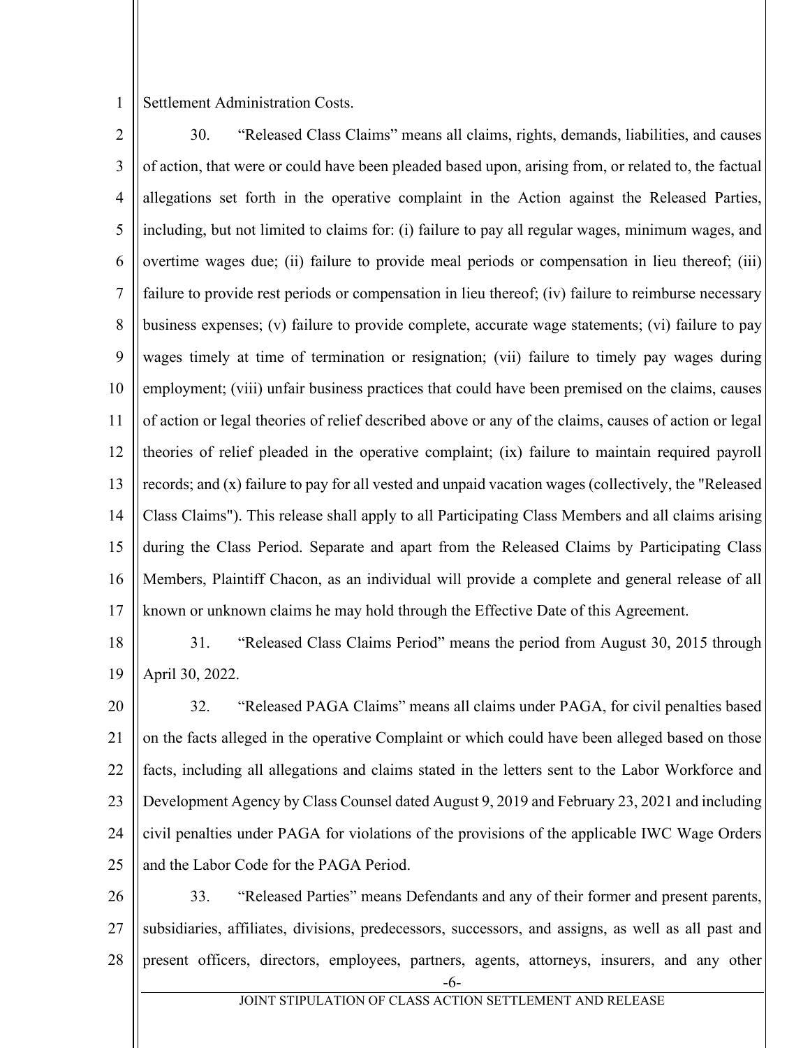Settlement Administration Costs.

30. "Released Class Claims" means all claims, rights, demands, liabilities, and causes of action, that were or could have been pleaded based upon, arising from, or related to, the factual allegations set forth in the operative complaint in the Action against the Released Parties, including, but not limited to claims for: (i) failure to pay all regular wages, minimum wages, and overtime wages due; (ii) failure to provide meal periods or compensation in lieu thereof; (iii) failure to provide rest periods or compensation in lieu thereof; (iv) failure to reimburse necessary business expenses; (v) failure to provide complete, accurate wage statements; (vi) failure to pay wages timely at time of termination or resignation; (vii) failure to timely pay wages during employment; (viii) unfair business practices that could have been premised on the claims, causes of action or legal theories of relief described above or any of the claims, causes of action or legal theories of relief pleaded in the operative complaint; (ix) failure to maintain required payroll records; and (x) failure to pay for all vested and unpaid vacation wages (collectively, the "Released Class Claims"). This release shall apply to all Participating Class Members and all claims arising during the Class Period. Separate and apart from the Released Claims by Participating Class Members, Plaintiff Chacon, as an individual will provide a complete and general release of all known or unknown claims he may hold through the Effective Date of this Agreement.

31. "Released Class Claims Period" means the period from August 30, 2015 through April 30, 2022.

32. "Released PAGA Claims" means all claims under PAGA, for civil penalties based on the facts alleged in the operative Complaint or which could have been alleged based on those facts, including all allegations and claims stated in the letters sent to the Labor Workforce and Development Agency by Class Counsel dated August 9, 2019 and February 23, 2021 and including civil penalties under PAGA for violations of the provisions of the applicable IWC Wage Orders and the Labor Code for the PAGA Period.

33. "Released Parties" means Defendants and any of their former and present parents, subsidiaries, affiliates, divisions, predecessors, successors, and assigns, as well as all past and present officers, directors, employees, partners, agents, attorneys, insurers, and any other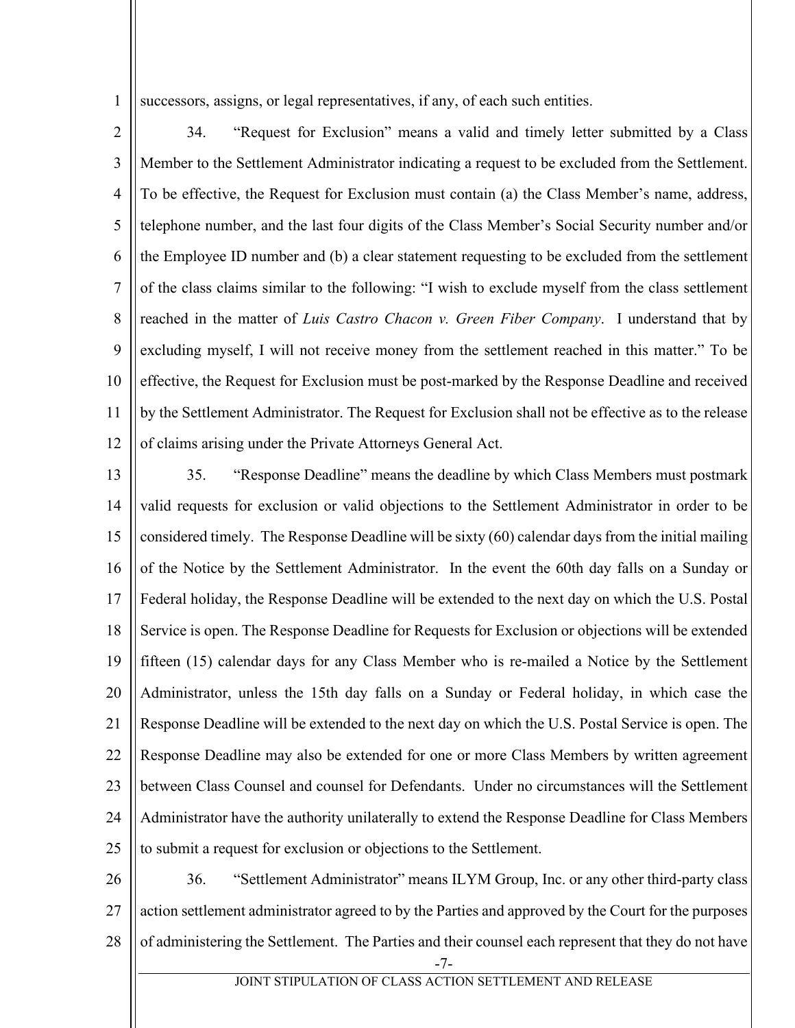successors, assigns, or legal representatives, if any, of each such entities.

34. "Request for Exclusion" means a valid and timely letter submitted by a Class Member to the Settlement Administrator indicating a request to be excluded from the Settlement. To be effective, the Request for Exclusion must contain (a) the Class Member's name, address, telephone number, and the last four digits of the Class Member's Social Security number and/or the Employee ID number and (b) a clear statement requesting to be excluded from the settlement of the class claims similar to the following: "I wish to exclude myself from the class settlement reached in the matter of *Luis Castro Chacon v. Green Fiber Company*. I understand that by excluding myself, I will not receive money from the settlement reached in this matter." To be effective, the Request for Exclusion must be post-marked by the Response Deadline and received by the Settlement Administrator. The Request for Exclusion shall not be effective as to the release of claims arising under the Private Attorneys General Act.

35. "Response Deadline" means the deadline by which Class Members must postmark valid requests for exclusion or valid objections to the Settlement Administrator in order to be considered timely. The Response Deadline will be sixty (60) calendar days from the initial mailing of the Notice by the Settlement Administrator. In the event the 60th day falls on a Sunday or Federal holiday, the Response Deadline will be extended to the next day on which the U.S. Postal Service is open. The Response Deadline for Requests for Exclusion or objections will be extended fifteen (15) calendar days for any Class Member who is re-mailed a Notice by the Settlement Administrator, unless the 15th day falls on a Sunday or Federal holiday, in which case the Response Deadline will be extended to the next day on which the U.S. Postal Service is open. The Response Deadline may also be extended for one or more Class Members by written agreement between Class Counsel and counsel for Defendants. Under no circumstances will the Settlement Administrator have the authority unilaterally to extend the Response Deadline for Class Members to submit a request for exclusion or objections to the Settlement.

36. "Settlement Administrator" means ILYM Group, Inc. or any other third-party class action settlement administrator agreed to by the Parties and approved by the Court for the purposes of administering the Settlement. The Parties and their counsel each represent that they do not have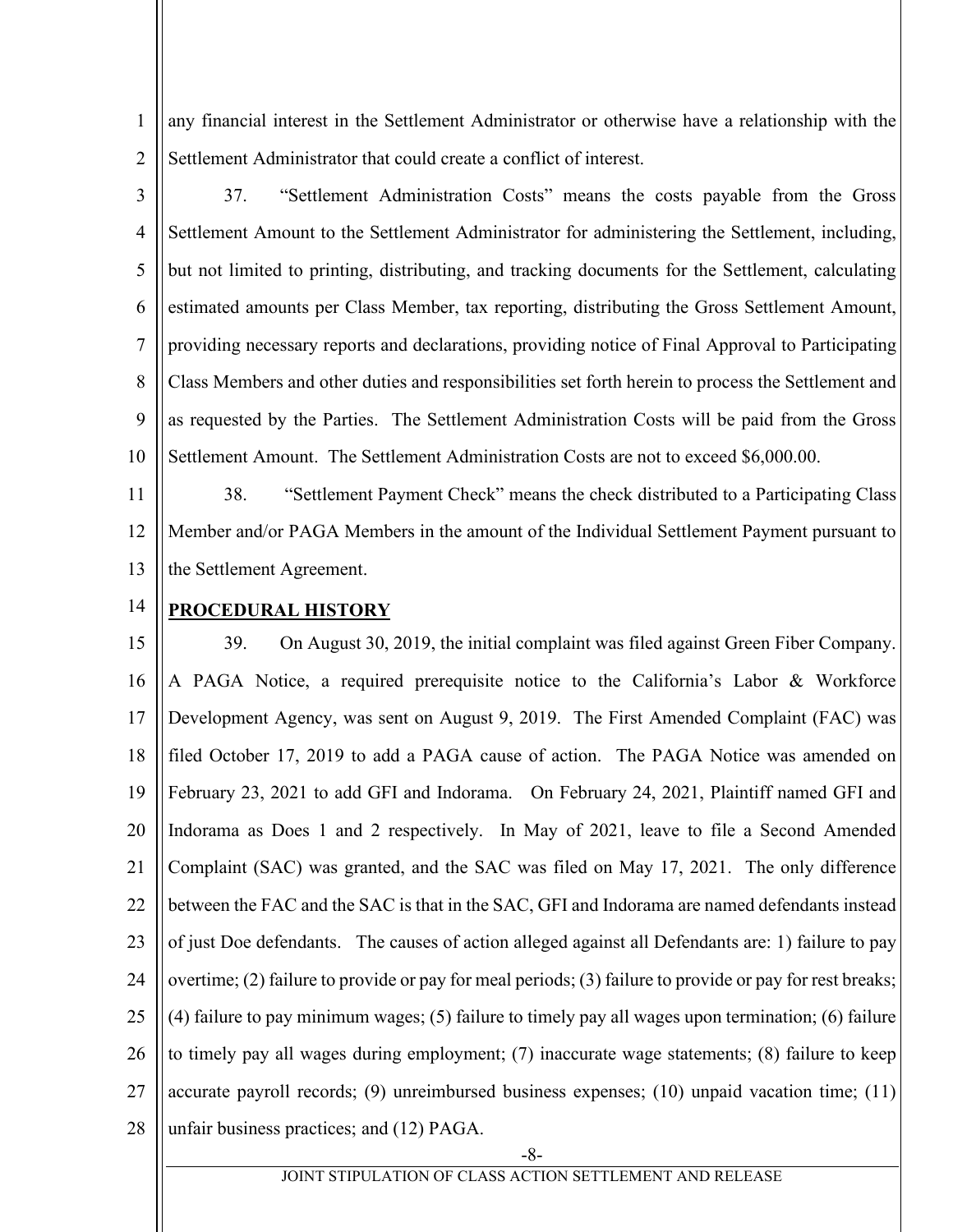any financial interest in the Settlement Administrator or otherwise have a relationship with the Settlement Administrator that could create a conflict of interest.

37. "Settlement Administration Costs" means the costs payable from the Gross Settlement Amount to the Settlement Administrator for administering the Settlement, including, but not limited to printing, distributing, and tracking documents for the Settlement, calculating estimated amounts per Class Member, tax reporting, distributing the Gross Settlement Amount, providing necessary reports and declarations, providing notice of Final Approval to Participating Class Members and other duties and responsibilities set forth herein to process the Settlement and as requested by the Parties. The Settlement Administration Costs will be paid from the Gross Settlement Amount. The Settlement Administration Costs are not to exceed $6,000.00.

38. "Settlement Payment Check" means the check distributed to a Participating Class Member and/or PAGA Members in the amount of the Individual Settlement Payment pursuant to the Settlement Agreement.

**PROCEDURAL HISTORY**

39. On August 30, 2019, the initial complaint was filed against Green Fiber Company. A PAGA Notice, a required prerequisite notice to the California's Labor & Workforce Development Agency, was sent on August 9, 2019. The First Amended Complaint (FAC) was filed October 17, 2019 to add a PAGA cause of action. The PAGA Notice was amended on February 23, 2021 to add GFI and Indorama. On February 24, 2021, Plaintiff named GFI and Indorama as Does 1 and 2 respectively. In May of 2021, leave to file a Second Amended Complaint (SAC) was granted, and the SAC was filed on May 17, 2021. The only difference between the FAC and the SAC is that in the SAC, GFI and Indorama are named defendants instead of just Doe defendants. The causes of action alleged against all Defendants are: 1) failure to pay overtime; (2) failure to provide or pay for meal periods; (3) failure to provide or pay for rest breaks; (4) failure to pay minimum wages; (5) failure to timely pay all wages upon termination; (6) failure to timely pay all wages during employment; (7) inaccurate wage statements; (8) failure to keep accurate payroll records; (9) unreimbursed business expenses; (10) unpaid vacation time; (11) unfair business practices; and (12) PAGA.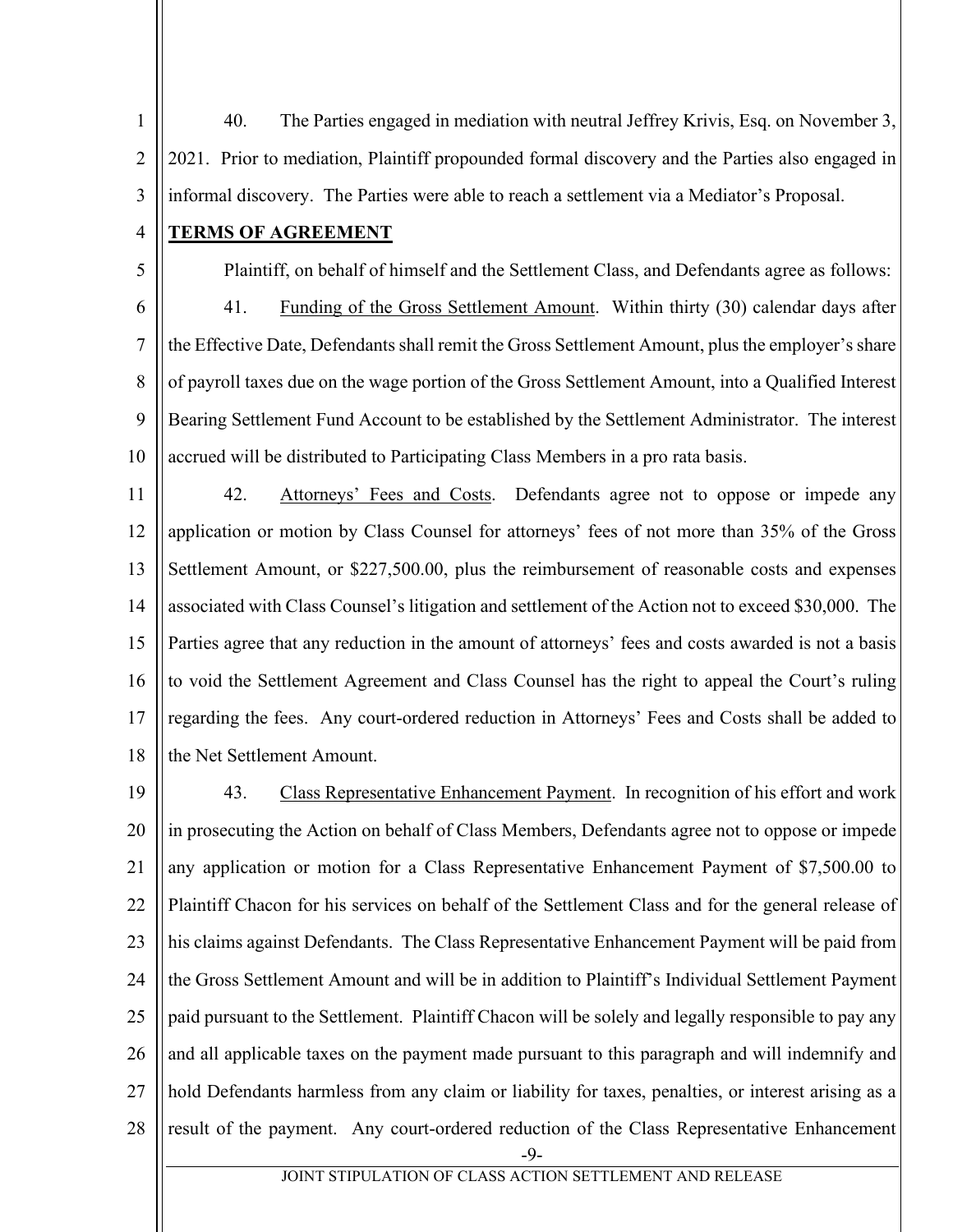40. The Parties engaged in mediation with neutral Jeffrey Krivis, Esq. on November 3, 2021. Prior to mediation, Plaintiff propounded formal discovery and the Parties also engaged in informal discovery. The Parties were able to reach a settlement via a Mediator's Proposal.

**TERMS OF AGREEMENT**

Plaintiff, on behalf of himself and the Settlement Class, and Defendants agree as follows:

41. Funding of the Gross Settlement Amount. Within thirty (30) calendar days after the Effective Date, Defendants shall remit the Gross Settlement Amount, plus the employer's share of payroll taxes due on the wage portion of the Gross Settlement Amount, into a Qualified Interest Bearing Settlement Fund Account to be established by the Settlement Administrator. The interest accrued will be distributed to Participating Class Members in a pro rata basis.

42. Attorneys' Fees and Costs. Defendants agree not to oppose or impede any application or motion by Class Counsel for attorneys' fees of not more than 35% of the Gross Settlement Amount, or $227,500.00, plus the reimbursement of reasonable costs and expenses associated with Class Counsel's litigation and settlement of the Action not to exceed $30,000. The Parties agree that any reduction in the amount of attorneys' fees and costs awarded is not a basis to void the Settlement Agreement and Class Counsel has the right to appeal the Court's ruling regarding the fees. Any court-ordered reduction in Attorneys' Fees and Costs shall be added to the Net Settlement Amount.

43. Class Representative Enhancement Payment. In recognition of his effort and work in prosecuting the Action on behalf of Class Members, Defendants agree not to oppose or impede any application or motion for a Class Representative Enhancement Payment of $7,500.00 to Plaintiff Chacon for his services on behalf of the Settlement Class and for the general release of his claims against Defendants. The Class Representative Enhancement Payment will be paid from the Gross Settlement Amount and will be in addition to Plaintiff's Individual Settlement Payment paid pursuant to the Settlement. Plaintiff Chacon will be solely and legally responsible to pay any and all applicable taxes on the payment made pursuant to this paragraph and will indemnify and hold Defendants harmless from any claim or liability for taxes, penalties, or interest arising as a result of the payment. Any court-ordered reduction of the Class Representative Enhancement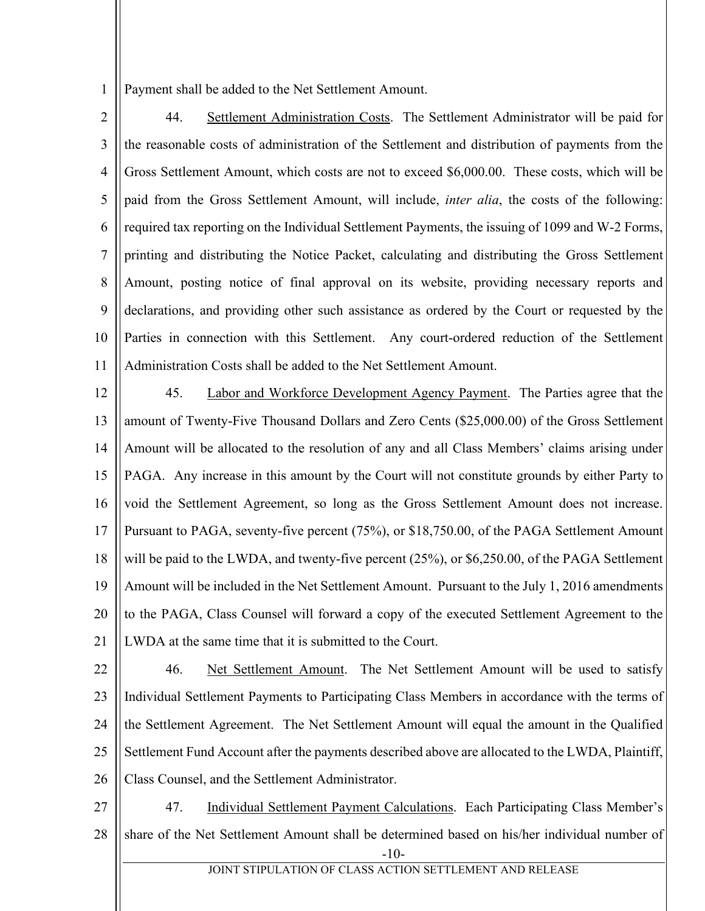Payment shall be added to the Net Settlement Amount.

44. Settlement Administration Costs. The Settlement Administrator will be paid for the reasonable costs of administration of the Settlement and distribution of payments from the Gross Settlement Amount, which costs are not to exceed $6,000.00. These costs, which will be paid from the Gross Settlement Amount, will include, *inter alia*, the costs of the following: required tax reporting on the Individual Settlement Payments, the issuing of 1099 and W-2 Forms, printing and distributing the Notice Packet, calculating and distributing the Gross Settlement Amount, posting notice of final approval on its website, providing necessary reports and declarations, and providing other such assistance as ordered by the Court or requested by the Parties in connection with this Settlement. Any court-ordered reduction of the Settlement Administration Costs shall be added to the Net Settlement Amount.

45. Labor and Workforce Development Agency Payment. The Parties agree that the amount of Twenty-Five Thousand Dollars and Zero Cents ($25,000.00) of the Gross Settlement Amount will be allocated to the resolution of any and all Class Members' claims arising under PAGA. Any increase in this amount by the Court will not constitute grounds by either Party to void the Settlement Agreement, so long as the Gross Settlement Amount does not increase. Pursuant to PAGA, seventy-five percent (75%), or $18,750.00, of the PAGA Settlement Amount will be paid to the LWDA, and twenty-five percent (25%), or $6,250.00, of the PAGA Settlement Amount will be included in the Net Settlement Amount. Pursuant to the July 1, 2016 amendments to the PAGA, Class Counsel will forward a copy of the executed Settlement Agreement to the LWDA at the same time that it is submitted to the Court.

46. Net Settlement Amount. The Net Settlement Amount will be used to satisfy Individual Settlement Payments to Participating Class Members in accordance with the terms of the Settlement Agreement. The Net Settlement Amount will equal the amount in the Qualified Settlement Fund Account after the payments described above are allocated to the LWDA, Plaintiff, Class Counsel, and the Settlement Administrator.

47. Individual Settlement Payment Calculations. Each Participating Class Member's share of the Net Settlement Amount shall be determined based on his/her individual number of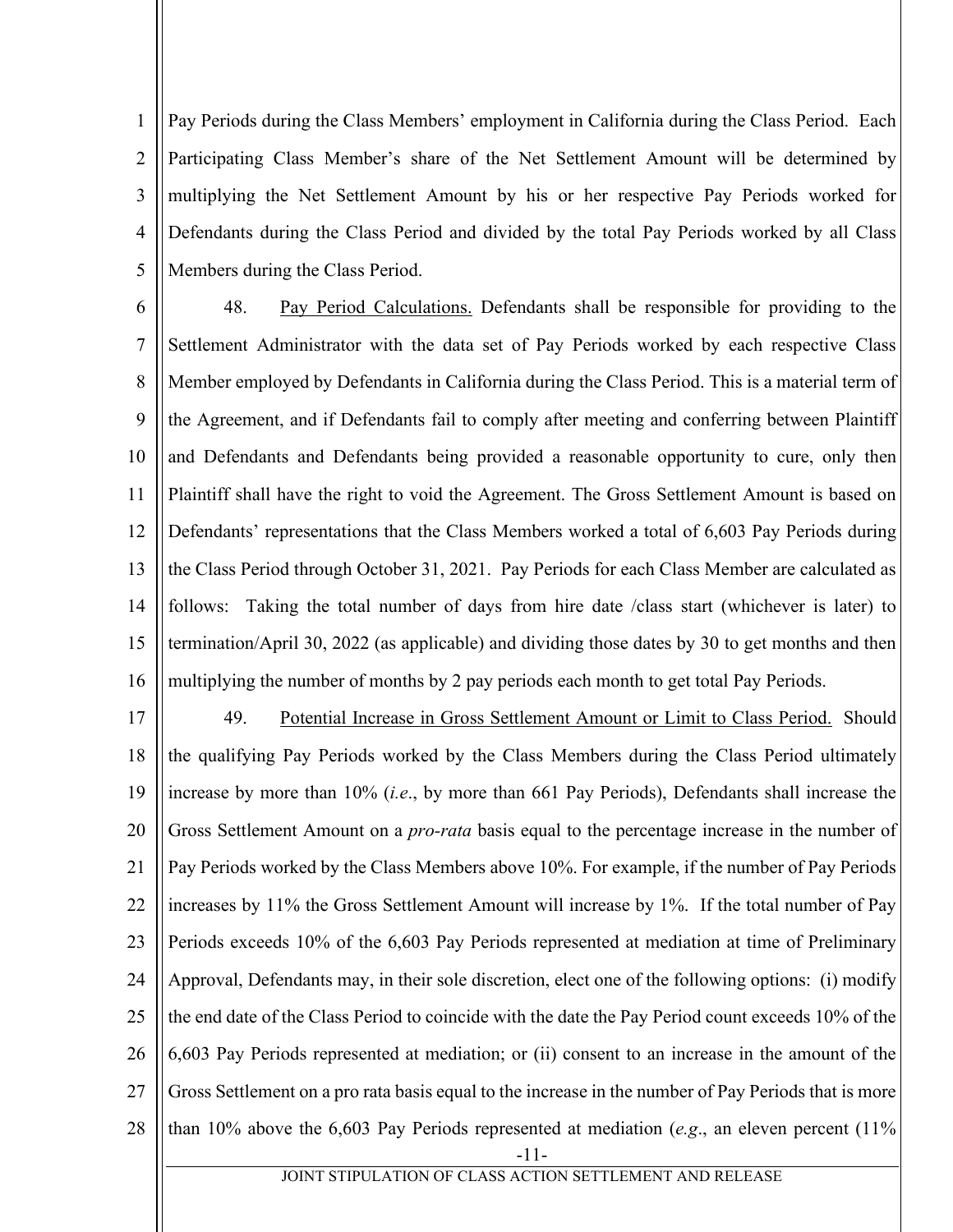Pay Periods during the Class Members' employment in California during the Class Period. Each Participating Class Member's share of the Net Settlement Amount will be determined by multiplying the Net Settlement Amount by his or her respective Pay Periods worked for Defendants during the Class Period and divided by the total Pay Periods worked by all Class Members during the Class Period.

48. Pay Period Calculations. Defendants shall be responsible for providing to the Settlement Administrator with the data set of Pay Periods worked by each respective Class Member employed by Defendants in California during the Class Period. This is a material term of the Agreement, and if Defendants fail to comply after meeting and conferring between Plaintiff and Defendants and Defendants being provided a reasonable opportunity to cure, only then Plaintiff shall have the right to void the Agreement. The Gross Settlement Amount is based on Defendants' representations that the Class Members worked a total of 6,603 Pay Periods during the Class Period through October 31, 2021. Pay Periods for each Class Member are calculated as follows: Taking the total number of days from hire date /class start (whichever is later) to termination/April 30, 2022 (as applicable) and dividing those dates by 30 to get months and then multiplying the number of months by 2 pay periods each month to get total Pay Periods.

49. Potential Increase in Gross Settlement Amount or Limit to Class Period. Should the qualifying Pay Periods worked by the Class Members during the Class Period ultimately increase by more than 10% (*i.e*., by more than 661 Pay Periods), Defendants shall increase the Gross Settlement Amount on a *pro-rata* basis equal to the percentage increase in the number of Pay Periods worked by the Class Members above 10%. For example, if the number of Pay Periods increases by 11% the Gross Settlement Amount will increase by 1%. If the total number of Pay Periods exceeds 10% of the 6,603 Pay Periods represented at mediation at time of Preliminary Approval, Defendants may, in their sole discretion, elect one of the following options: (i) modify the end date of the Class Period to coincide with the date the Pay Period count exceeds 10% of the 6,603 Pay Periods represented at mediation; or (ii) consent to an increase in the amount of the Gross Settlement on a pro rata basis equal to the increase in the number of Pay Periods that is more than 10% above the 6,603 Pay Periods represented at mediation (*e.g*., an eleven percent (11%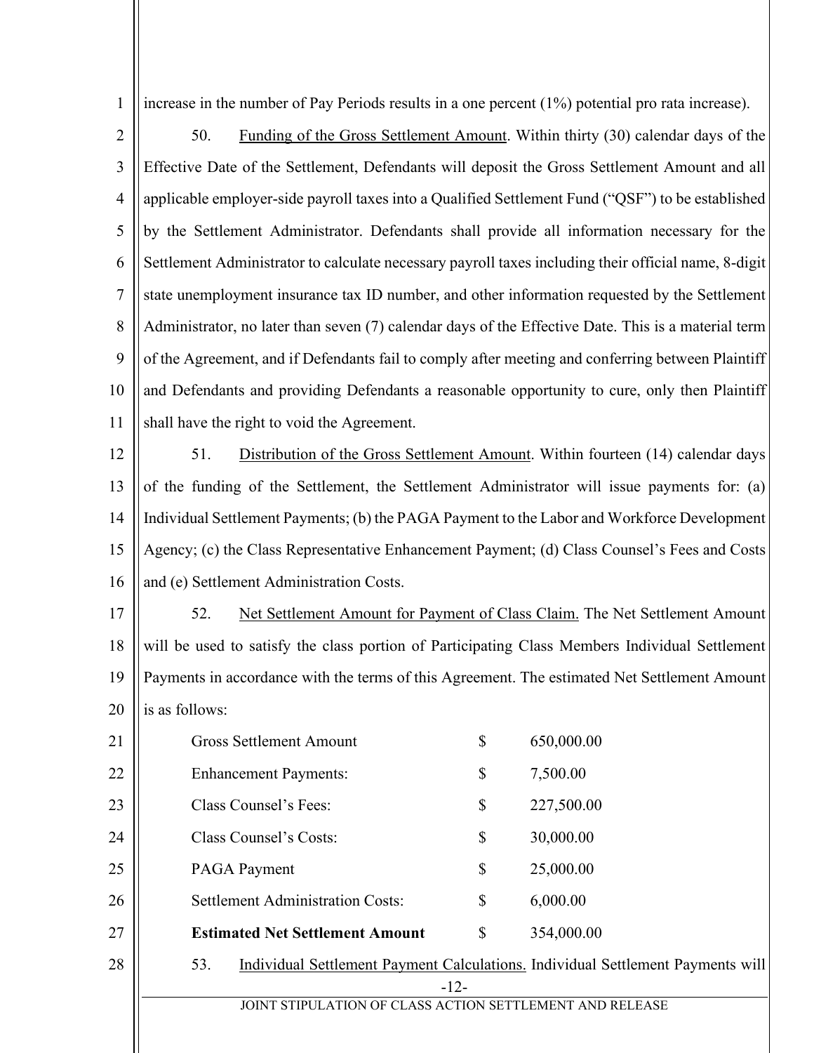increase in the number of Pay Periods results in a one percent (1%) potential pro rata increase).

50. Funding of the Gross Settlement Amount. Within thirty (30) calendar days of the Effective Date of the Settlement, Defendants will deposit the Gross Settlement Amount and all applicable employer-side payroll taxes into a Qualified Settlement Fund ("QSF") to be established by the Settlement Administrator. Defendants shall provide all information necessary for the Settlement Administrator to calculate necessary payroll taxes including their official name, 8-digit state unemployment insurance tax ID number, and other information requested by the Settlement Administrator, no later than seven (7) calendar days of the Effective Date. This is a material term of the Agreement, and if Defendants fail to comply after meeting and conferring between Plaintiff and Defendants and providing Defendants a reasonable opportunity to cure, only then Plaintiff shall have the right to void the Agreement.

51. Distribution of the Gross Settlement Amount. Within fourteen (14) calendar days of the funding of the Settlement, the Settlement Administrator will issue payments for: (a) Individual Settlement Payments; (b) the PAGA Payment to the Labor and Workforce Development Agency; (c) the Class Representative Enhancement Payment; (d) Class Counsel's Fees and Costs and (e) Settlement Administration Costs.

52. Net Settlement Amount for Payment of Class Claim. The Net Settlement Amount will be used to satisfy the class portion of Participating Class Members Individual Settlement Payments in accordance with the terms of this Agreement. The estimated Net Settlement Amount is as follows:

| | | |
|---|---|---|
| Gross Settlement Amount | $ | 650,000.00 |
| Enhancement Payments: | $ | 7,500.00 |
| Class Counsel's Fees: | $ | 227,500.00 |
| Class Counsel's Costs: | $ | 30,000.00 |
| PAGA Payment | $ | 25,000.00 |
| Settlement Administration Costs: | $ | 6,000.00 |
| **Estimated Net Settlement Amount** | $ | 354,000.00 |

53. Individual Settlement Payment Calculations. Individual Settlement Payments will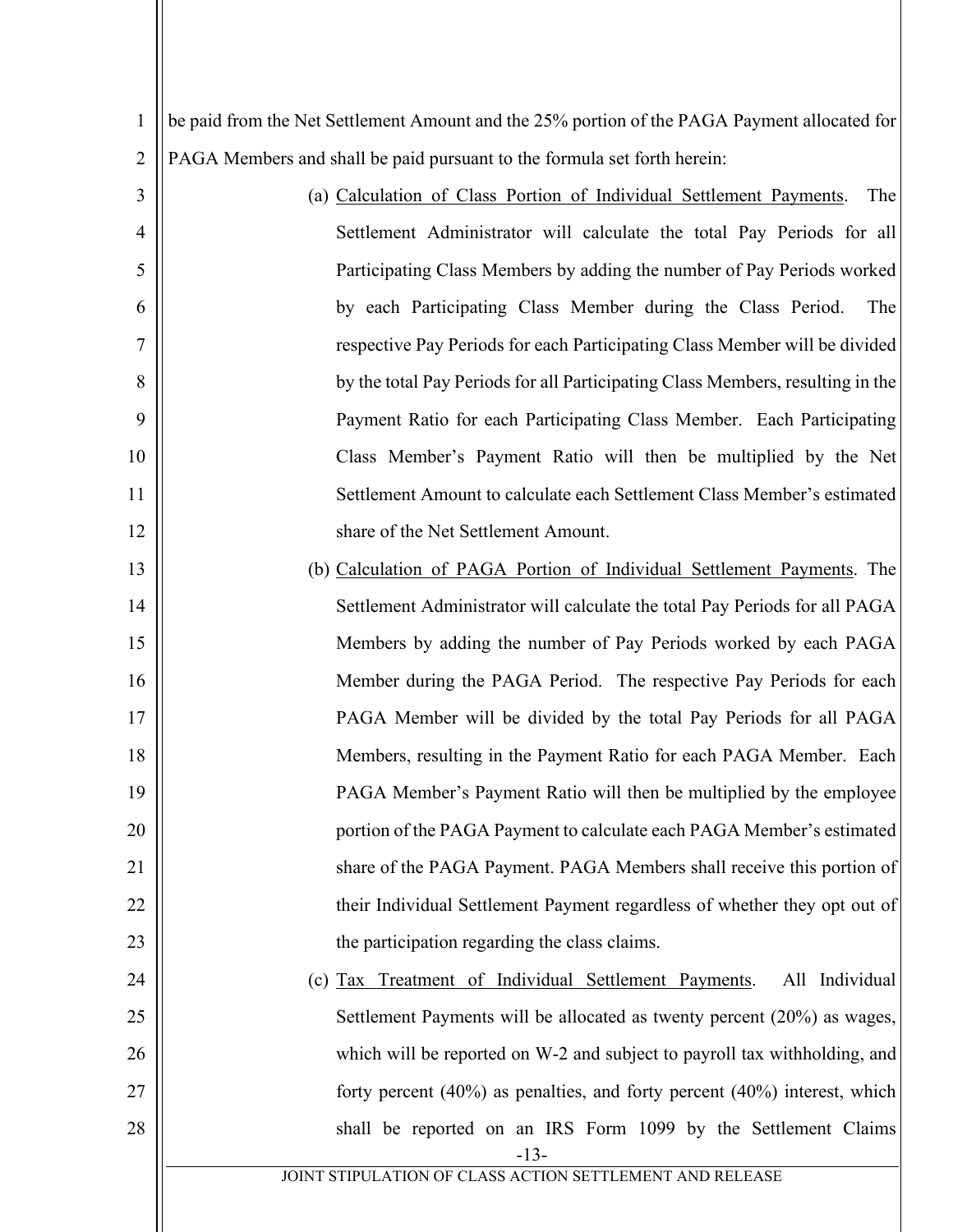be paid from the Net Settlement Amount and the 25% portion of the PAGA Payment allocated for PAGA Members and shall be paid pursuant to the formula set forth herein:

(a) Calculation of Class Portion of Individual Settlement Payments. The Settlement Administrator will calculate the total Pay Periods for all Participating Class Members by adding the number of Pay Periods worked by each Participating Class Member during the Class Period. The respective Pay Periods for each Participating Class Member will be divided by the total Pay Periods for all Participating Class Members, resulting in the Payment Ratio for each Participating Class Member. Each Participating Class Member's Payment Ratio will then be multiplied by the Net Settlement Amount to calculate each Settlement Class Member's estimated share of the Net Settlement Amount.

(b) Calculation of PAGA Portion of Individual Settlement Payments. The Settlement Administrator will calculate the total Pay Periods for all PAGA Members by adding the number of Pay Periods worked by each PAGA Member during the PAGA Period. The respective Pay Periods for each PAGA Member will be divided by the total Pay Periods for all PAGA Members, resulting in the Payment Ratio for each PAGA Member. Each PAGA Member's Payment Ratio will then be multiplied by the employee portion of the PAGA Payment to calculate each PAGA Member's estimated share of the PAGA Payment. PAGA Members shall receive this portion of their Individual Settlement Payment regardless of whether they opt out of the participation regarding the class claims.

(c) Tax Treatment of Individual Settlement Payments. All Individual Settlement Payments will be allocated as twenty percent (20%) as wages, which will be reported on W-2 and subject to payroll tax withholding, and forty percent (40%) as penalties, and forty percent (40%) interest, which shall be reported on an IRS Form 1099 by the Settlement Claims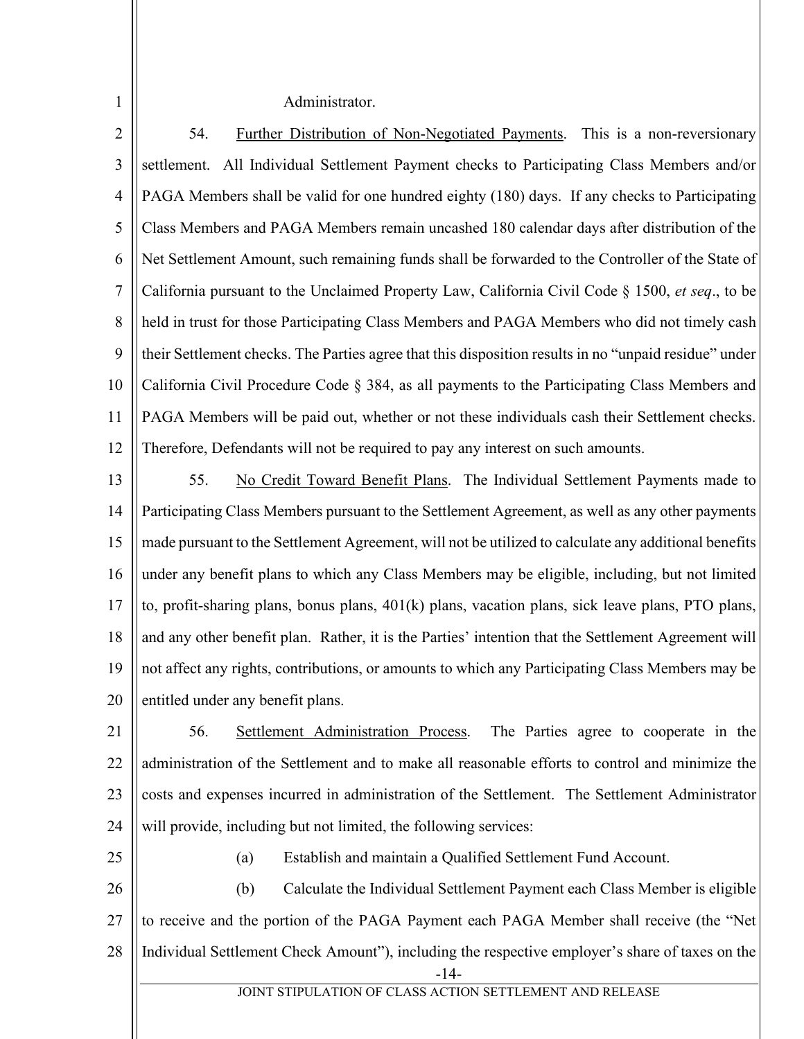Administrator.

54. Further Distribution of Non-Negotiated Payments. This is a non-reversionary settlement. All Individual Settlement Payment checks to Participating Class Members and/or PAGA Members shall be valid for one hundred eighty (180) days. If any checks to Participating Class Members and PAGA Members remain uncashed 180 calendar days after distribution of the Net Settlement Amount, such remaining funds shall be forwarded to the Controller of the State of California pursuant to the Unclaimed Property Law, California Civil Code § 1500, *et seq*., to be held in trust for those Participating Class Members and PAGA Members who did not timely cash their Settlement checks. The Parties agree that this disposition results in no "unpaid residue" under California Civil Procedure Code § 384, as all payments to the Participating Class Members and PAGA Members will be paid out, whether or not these individuals cash their Settlement checks. Therefore, Defendants will not be required to pay any interest on such amounts.

55. No Credit Toward Benefit Plans. The Individual Settlement Payments made to Participating Class Members pursuant to the Settlement Agreement, as well as any other payments made pursuant to the Settlement Agreement, will not be utilized to calculate any additional benefits under any benefit plans to which any Class Members may be eligible, including, but not limited to, profit-sharing plans, bonus plans, 401(k) plans, vacation plans, sick leave plans, PTO plans, and any other benefit plan. Rather, it is the Parties' intention that the Settlement Agreement will not affect any rights, contributions, or amounts to which any Participating Class Members may be entitled under any benefit plans.

56. Settlement Administration Process. The Parties agree to cooperate in the administration of the Settlement and to make all reasonable efforts to control and minimize the costs and expenses incurred in administration of the Settlement. The Settlement Administrator will provide, including but not limited, the following services:

(a) Establish and maintain a Qualified Settlement Fund Account.

(b) Calculate the Individual Settlement Payment each Class Member is eligible to receive and the portion of the PAGA Payment each PAGA Member shall receive (the "Net Individual Settlement Check Amount"), including the respective employer's share of taxes on the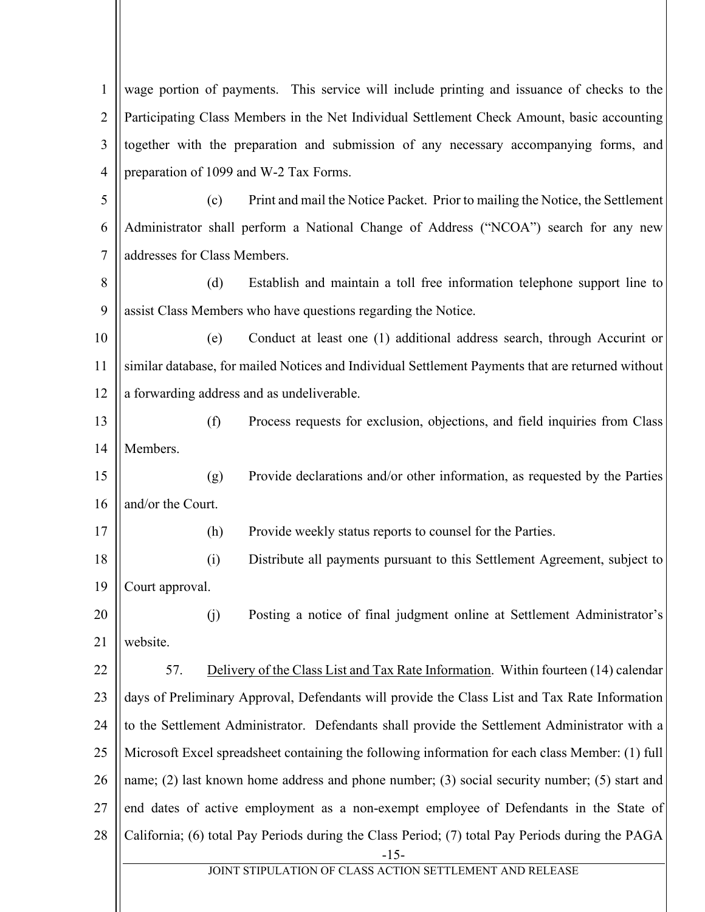wage portion of payments. This service will include printing and issuance of checks to the Participating Class Members in the Net Individual Settlement Check Amount, basic accounting together with the preparation and submission of any necessary accompanying forms, and preparation of 1099 and W-2 Tax Forms.

(c) Print and mail the Notice Packet. Prior to mailing the Notice, the Settlement Administrator shall perform a National Change of Address ("NCOA") search for any new addresses for Class Members.

(d) Establish and maintain a toll free information telephone support line to assist Class Members who have questions regarding the Notice.

(e) Conduct at least one (1) additional address search, through Accurint or similar database, for mailed Notices and Individual Settlement Payments that are returned without a forwarding address and as undeliverable.

(f) Process requests for exclusion, objections, and field inquiries from Class Members.

(g) Provide declarations and/or other information, as requested by the Parties and/or the Court.

(h) Provide weekly status reports to counsel for the Parties.

(i) Distribute all payments pursuant to this Settlement Agreement, subject to Court approval.

(j) Posting a notice of final judgment online at Settlement Administrator's website.

57. Delivery of the Class List and Tax Rate Information. Within fourteen (14) calendar days of Preliminary Approval, Defendants will provide the Class List and Tax Rate Information to the Settlement Administrator. Defendants shall provide the Settlement Administrator with a Microsoft Excel spreadsheet containing the following information for each class Member: (1) full name; (2) last known home address and phone number; (3) social security number; (5) start and end dates of active employment as a non-exempt employee of Defendants in the State of California; (6) total Pay Periods during the Class Period; (7) total Pay Periods during the PAGA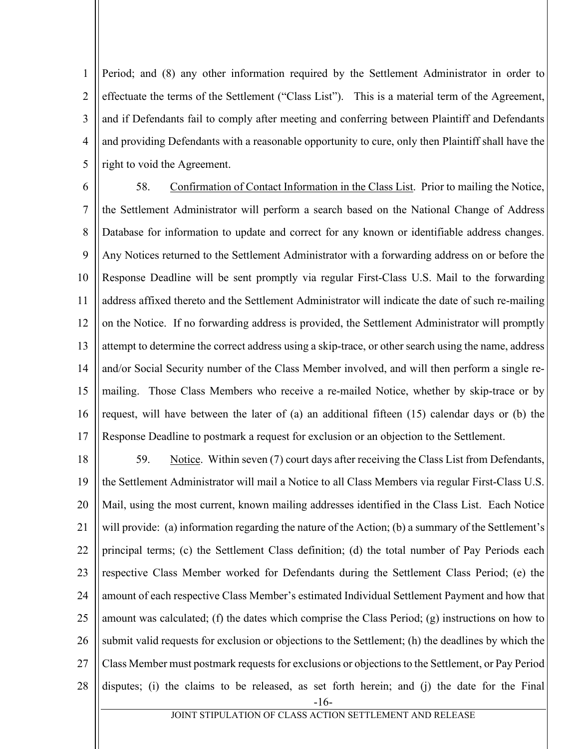Period; and (8) any other information required by the Settlement Administrator in order to effectuate the terms of the Settlement ("Class List"). This is a material term of the Agreement, and if Defendants fail to comply after meeting and conferring between Plaintiff and Defendants and providing Defendants with a reasonable opportunity to cure, only then Plaintiff shall have the right to void the Agreement.

58. Confirmation of Contact Information in the Class List. Prior to mailing the Notice, the Settlement Administrator will perform a search based on the National Change of Address Database for information to update and correct for any known or identifiable address changes. Any Notices returned to the Settlement Administrator with a forwarding address on or before the Response Deadline will be sent promptly via regular First-Class U.S. Mail to the forwarding address affixed thereto and the Settlement Administrator will indicate the date of such re-mailing on the Notice. If no forwarding address is provided, the Settlement Administrator will promptly attempt to determine the correct address using a skip-trace, or other search using the name, address and/or Social Security number of the Class Member involved, and will then perform a single re-mailing. Those Class Members who receive a re-mailed Notice, whether by skip-trace or by request, will have between the later of (a) an additional fifteen (15) calendar days or (b) the Response Deadline to postmark a request for exclusion or an objection to the Settlement.

59. Notice. Within seven (7) court days after receiving the Class List from Defendants, the Settlement Administrator will mail a Notice to all Class Members via regular First-Class U.S. Mail, using the most current, known mailing addresses identified in the Class List. Each Notice will provide: (a) information regarding the nature of the Action; (b) a summary of the Settlement's principal terms; (c) the Settlement Class definition; (d) the total number of Pay Periods each respective Class Member worked for Defendants during the Settlement Class Period; (e) the amount of each respective Class Member's estimated Individual Settlement Payment and how that amount was calculated; (f) the dates which comprise the Class Period; (g) instructions on how to submit valid requests for exclusion or objections to the Settlement; (h) the deadlines by which the Class Member must postmark requests for exclusions or objections to the Settlement, or Pay Period disputes; (i) the claims to be released, as set forth herein; and (j) the date for the Final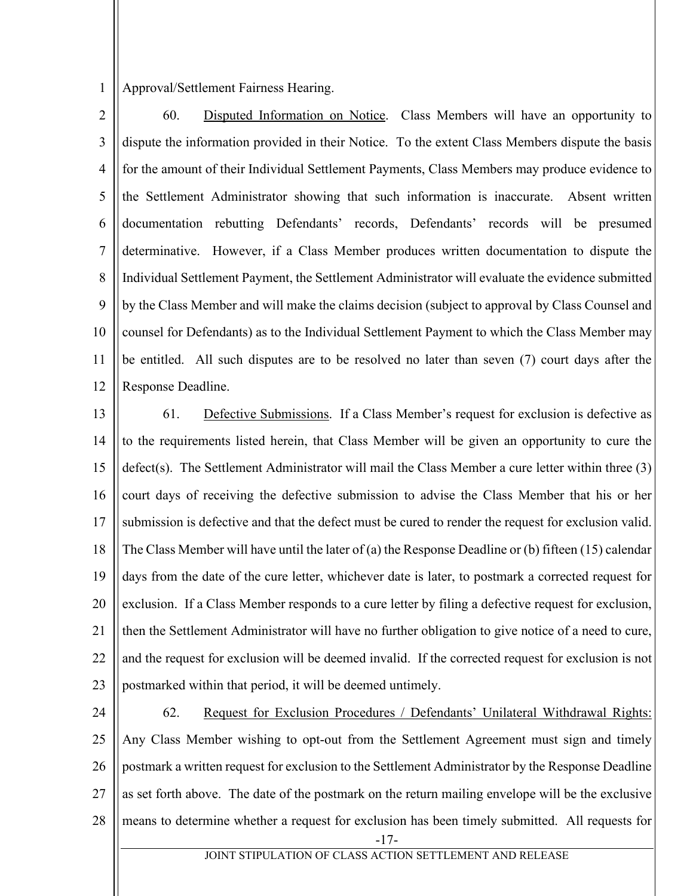Approval/Settlement Fairness Hearing.

60. Disputed Information on Notice. Class Members will have an opportunity to dispute the information provided in their Notice. To the extent Class Members dispute the basis for the amount of their Individual Settlement Payments, Class Members may produce evidence to the Settlement Administrator showing that such information is inaccurate. Absent written documentation rebutting Defendants' records, Defendants' records will be presumed determinative. However, if a Class Member produces written documentation to dispute the Individual Settlement Payment, the Settlement Administrator will evaluate the evidence submitted by the Class Member and will make the claims decision (subject to approval by Class Counsel and counsel for Defendants) as to the Individual Settlement Payment to which the Class Member may be entitled. All such disputes are to be resolved no later than seven (7) court days after the Response Deadline.

61. Defective Submissions. If a Class Member's request for exclusion is defective as to the requirements listed herein, that Class Member will be given an opportunity to cure the defect(s). The Settlement Administrator will mail the Class Member a cure letter within three (3) court days of receiving the defective submission to advise the Class Member that his or her submission is defective and that the defect must be cured to render the request for exclusion valid. The Class Member will have until the later of (a) the Response Deadline or (b) fifteen (15) calendar days from the date of the cure letter, whichever date is later, to postmark a corrected request for exclusion. If a Class Member responds to a cure letter by filing a defective request for exclusion, then the Settlement Administrator will have no further obligation to give notice of a need to cure, and the request for exclusion will be deemed invalid. If the corrected request for exclusion is not postmarked within that period, it will be deemed untimely.

62. Request for Exclusion Procedures / Defendants' Unilateral Withdrawal Rights: Any Class Member wishing to opt-out from the Settlement Agreement must sign and timely postmark a written request for exclusion to the Settlement Administrator by the Response Deadline as set forth above. The date of the postmark on the return mailing envelope will be the exclusive means to determine whether a request for exclusion has been timely submitted. All requests for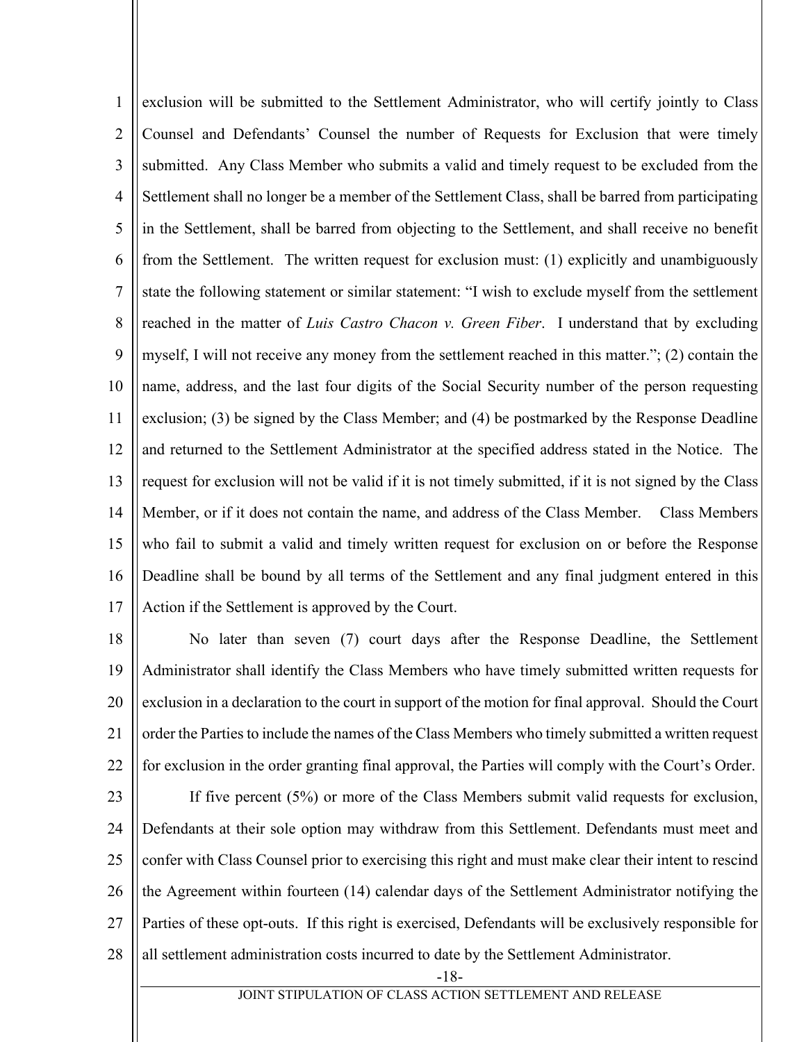exclusion will be submitted to the Settlement Administrator, who will certify jointly to Class Counsel and Defendants' Counsel the number of Requests for Exclusion that were timely submitted. Any Class Member who submits a valid and timely request to be excluded from the Settlement shall no longer be a member of the Settlement Class, shall be barred from participating in the Settlement, shall be barred from objecting to the Settlement, and shall receive no benefit from the Settlement. The written request for exclusion must: (1) explicitly and unambiguously state the following statement or similar statement: "I wish to exclude myself from the settlement reached in the matter of *Luis Castro Chacon v. Green Fiber*. I understand that by excluding myself, I will not receive any money from the settlement reached in this matter."; (2) contain the name, address, and the last four digits of the Social Security number of the person requesting exclusion; (3) be signed by the Class Member; and (4) be postmarked by the Response Deadline and returned to the Settlement Administrator at the specified address stated in the Notice. The request for exclusion will not be valid if it is not timely submitted, if it is not signed by the Class Member, or if it does not contain the name, and address of the Class Member. Class Members who fail to submit a valid and timely written request for exclusion on or before the Response Deadline shall be bound by all terms of the Settlement and any final judgment entered in this Action if the Settlement is approved by the Court.

No later than seven (7) court days after the Response Deadline, the Settlement Administrator shall identify the Class Members who have timely submitted written requests for exclusion in a declaration to the court in support of the motion for final approval. Should the Court order the Parties to include the names of the Class Members who timely submitted a written request for exclusion in the order granting final approval, the Parties will comply with the Court's Order.

If five percent (5%) or more of the Class Members submit valid requests for exclusion, Defendants at their sole option may withdraw from this Settlement. Defendants must meet and confer with Class Counsel prior to exercising this right and must make clear their intent to rescind the Agreement within fourteen (14) calendar days of the Settlement Administrator notifying the Parties of these opt-outs. If this right is exercised, Defendants will be exclusively responsible for all settlement administration costs incurred to date by the Settlement Administrator.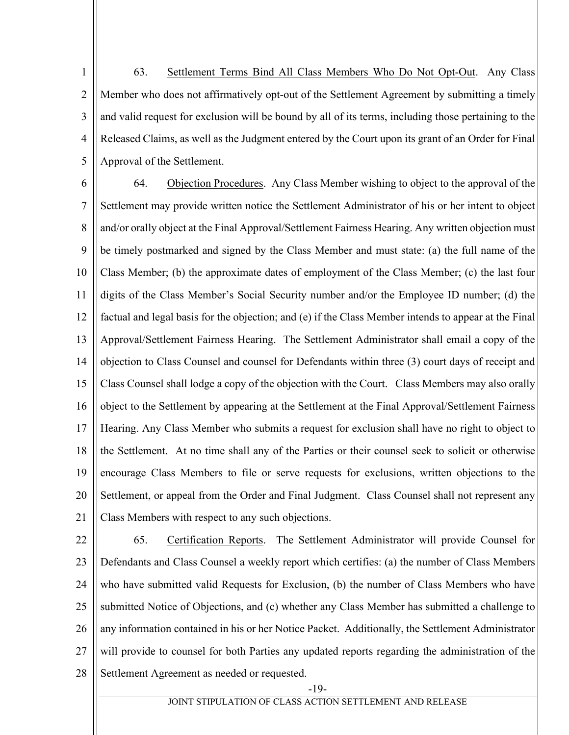63. Settlement Terms Bind All Class Members Who Do Not Opt-Out. Any Class Member who does not affirmatively opt-out of the Settlement Agreement by submitting a timely and valid request for exclusion will be bound by all of its terms, including those pertaining to the Released Claims, as well as the Judgment entered by the Court upon its grant of an Order for Final Approval of the Settlement.

64. Objection Procedures. Any Class Member wishing to object to the approval of the Settlement may provide written notice the Settlement Administrator of his or her intent to object and/or orally object at the Final Approval/Settlement Fairness Hearing. Any written objection must be timely postmarked and signed by the Class Member and must state: (a) the full name of the Class Member; (b) the approximate dates of employment of the Class Member; (c) the last four digits of the Class Member's Social Security number and/or the Employee ID number; (d) the factual and legal basis for the objection; and (e) if the Class Member intends to appear at the Final Approval/Settlement Fairness Hearing. The Settlement Administrator shall email a copy of the objection to Class Counsel and counsel for Defendants within three (3) court days of receipt and Class Counsel shall lodge a copy of the objection with the Court. Class Members may also orally object to the Settlement by appearing at the Settlement at the Final Approval/Settlement Fairness Hearing. Any Class Member who submits a request for exclusion shall have no right to object to the Settlement. At no time shall any of the Parties or their counsel seek to solicit or otherwise encourage Class Members to file or serve requests for exclusions, written objections to the Settlement, or appeal from the Order and Final Judgment. Class Counsel shall not represent any Class Members with respect to any such objections.

65. Certification Reports. The Settlement Administrator will provide Counsel for Defendants and Class Counsel a weekly report which certifies: (a) the number of Class Members who have submitted valid Requests for Exclusion, (b) the number of Class Members who have submitted Notice of Objections, and (c) whether any Class Member has submitted a challenge to any information contained in his or her Notice Packet. Additionally, the Settlement Administrator will provide to counsel for both Parties any updated reports regarding the administration of the Settlement Agreement as needed or requested.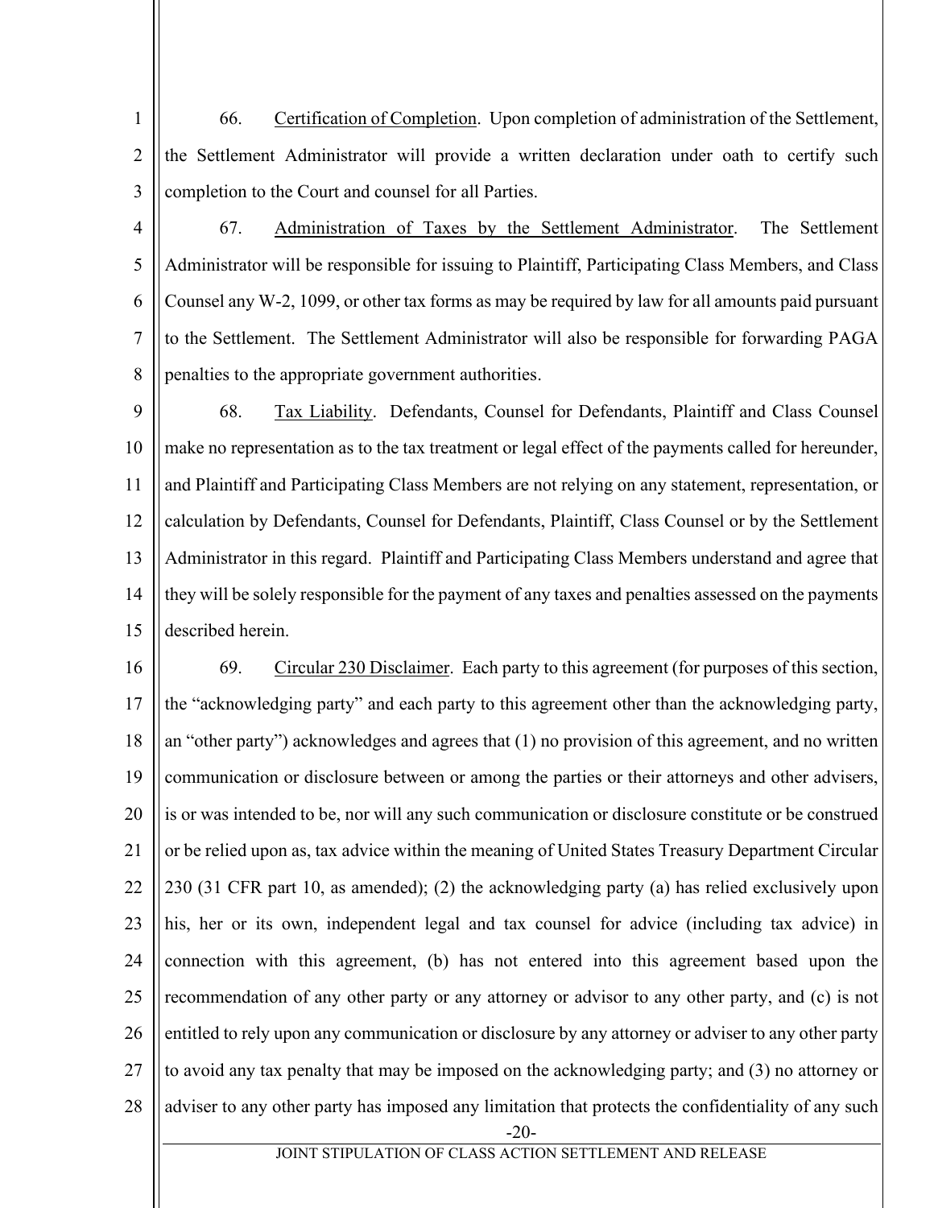66. <u>Certification of Completion</u>. Upon completion of administration of the Settlement, the Settlement Administrator will provide a written declaration under oath to certify such completion to the Court and counsel for all Parties.

67. <u>Administration of Taxes by the Settlement Administrator</u>. The Settlement Administrator will be responsible for issuing to Plaintiff, Participating Class Members, and Class Counsel any W-2, 1099, or other tax forms as may be required by law for all amounts paid pursuant to the Settlement. The Settlement Administrator will also be responsible for forwarding PAGA penalties to the appropriate government authorities.

68. <u>Tax Liability</u>. Defendants, Counsel for Defendants, Plaintiff and Class Counsel make no representation as to the tax treatment or legal effect of the payments called for hereunder, and Plaintiff and Participating Class Members are not relying on any statement, representation, or calculation by Defendants, Counsel for Defendants, Plaintiff, Class Counsel or by the Settlement Administrator in this regard. Plaintiff and Participating Class Members understand and agree that they will be solely responsible for the payment of any taxes and penalties assessed on the payments described herein.

69. <u>Circular 230 Disclaimer</u>. Each party to this agreement (for purposes of this section, the "acknowledging party" and each party to this agreement other than the acknowledging party, an "other party") acknowledges and agrees that (1) no provision of this agreement, and no written communication or disclosure between or among the parties or their attorneys and other advisers, is or was intended to be, nor will any such communication or disclosure constitute or be construed or be relied upon as, tax advice within the meaning of United States Treasury Department Circular 230 (31 CFR part 10, as amended); (2) the acknowledging party (a) has relied exclusively upon his, her or its own, independent legal and tax counsel for advice (including tax advice) in connection with this agreement, (b) has not entered into this agreement based upon the recommendation of any other party or any attorney or advisor to any other party, and (c) is not entitled to rely upon any communication or disclosure by any attorney or adviser to any other party to avoid any tax penalty that may be imposed on the acknowledging party; and (3) no attorney or adviser to any other party has imposed any limitation that protects the confidentiality of any such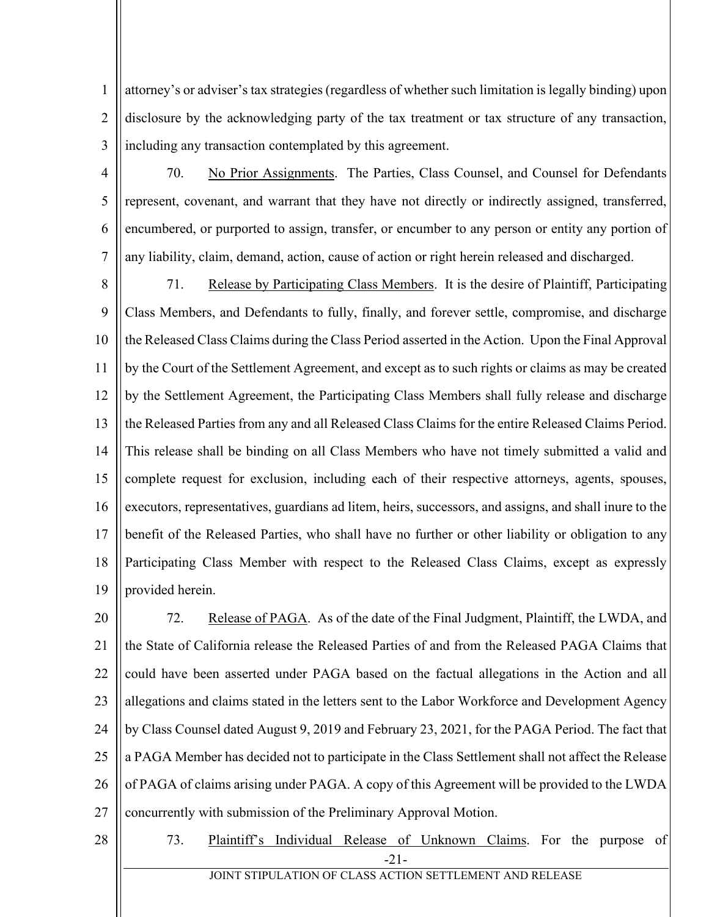attorney's or adviser's tax strategies (regardless of whether such limitation is legally binding) upon disclosure by the acknowledging party of the tax treatment or tax structure of any transaction, including any transaction contemplated by this agreement.

70. No Prior Assignments. The Parties, Class Counsel, and Counsel for Defendants represent, covenant, and warrant that they have not directly or indirectly assigned, transferred, encumbered, or purported to assign, transfer, or encumber to any person or entity any portion of any liability, claim, demand, action, cause of action or right herein released and discharged.

71. Release by Participating Class Members. It is the desire of Plaintiff, Participating Class Members, and Defendants to fully, finally, and forever settle, compromise, and discharge the Released Class Claims during the Class Period asserted in the Action. Upon the Final Approval by the Court of the Settlement Agreement, and except as to such rights or claims as may be created by the Settlement Agreement, the Participating Class Members shall fully release and discharge the Released Parties from any and all Released Class Claims for the entire Released Claims Period. This release shall be binding on all Class Members who have not timely submitted a valid and complete request for exclusion, including each of their respective attorneys, agents, spouses, executors, representatives, guardians ad litem, heirs, successors, and assigns, and shall inure to the benefit of the Released Parties, who shall have no further or other liability or obligation to any Participating Class Member with respect to the Released Class Claims, except as expressly provided herein.

72. Release of PAGA. As of the date of the Final Judgment, Plaintiff, the LWDA, and the State of California release the Released Parties of and from the Released PAGA Claims that could have been asserted under PAGA based on the factual allegations in the Action and all allegations and claims stated in the letters sent to the Labor Workforce and Development Agency by Class Counsel dated August 9, 2019 and February 23, 2021, for the PAGA Period. The fact that a PAGA Member has decided not to participate in the Class Settlement shall not affect the Release of PAGA of claims arising under PAGA. A copy of this Agreement will be provided to the LWDA concurrently with submission of the Preliminary Approval Motion.

73. Plaintiff's Individual Release of Unknown Claims. For the purpose of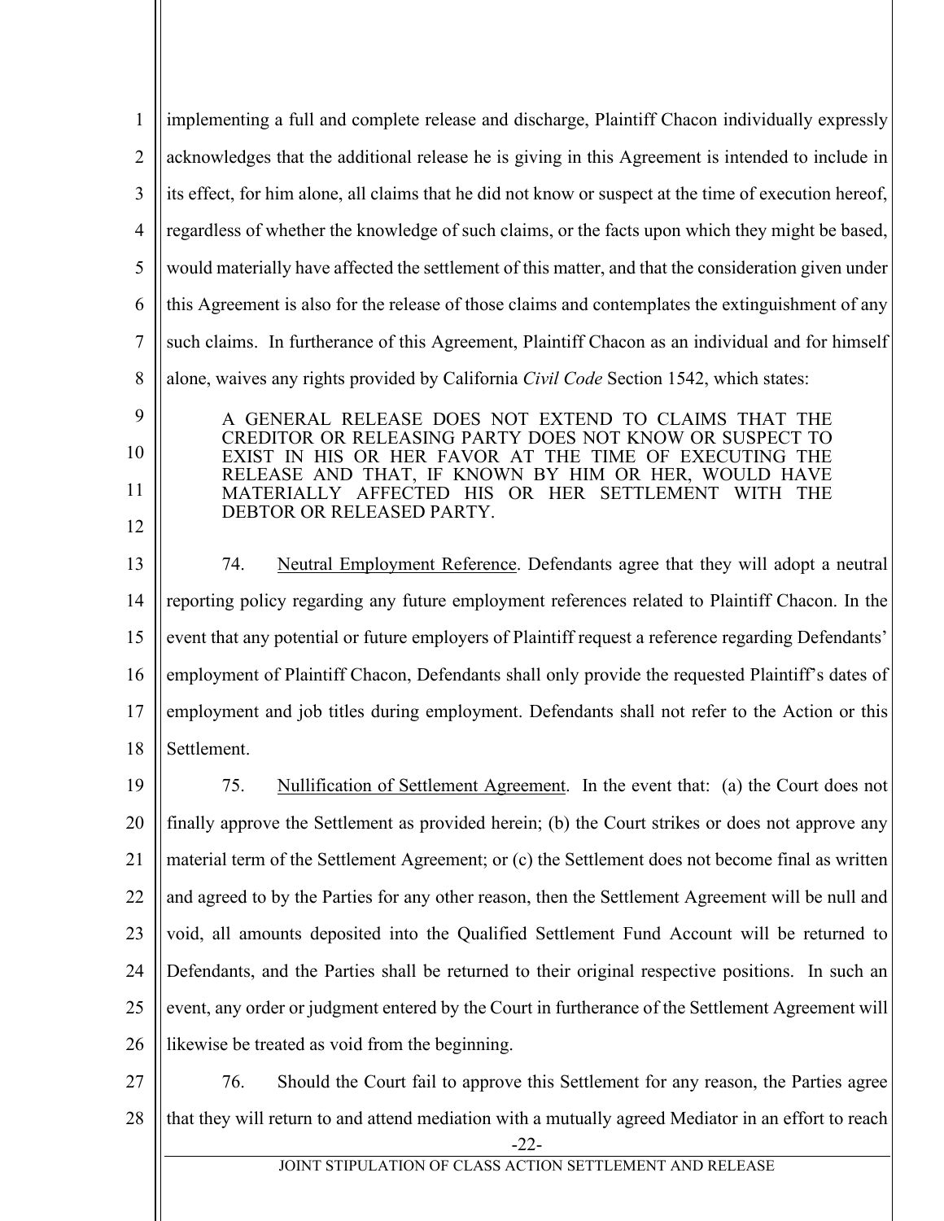implementing a full and complete release and discharge, Plaintiff Chacon individually expressly acknowledges that the additional release he is giving in this Agreement is intended to include in its effect, for him alone, all claims that he did not know or suspect at the time of execution hereof, regardless of whether the knowledge of such claims, or the facts upon which they might be based, would materially have affected the settlement of this matter, and that the consideration given under this Agreement is also for the release of those claims and contemplates the extinguishment of any such claims. In furtherance of this Agreement, Plaintiff Chacon as an individual and for himself alone, waives any rights provided by California *Civil Code* Section 1542, which states:

> A GENERAL RELEASE DOES NOT EXTEND TO CLAIMS THAT THE CREDITOR OR RELEASING PARTY DOES NOT KNOW OR SUSPECT TO EXIST IN HIS OR HER FAVOR AT THE TIME OF EXECUTING THE RELEASE AND THAT, IF KNOWN BY HIM OR HER, WOULD HAVE MATERIALLY AFFECTED HIS OR HER SETTLEMENT WITH THE DEBTOR OR RELEASED PARTY.

74. <u>Neutral Employment Reference</u>. Defendants agree that they will adopt a neutral reporting policy regarding any future employment references related to Plaintiff Chacon. In the event that any potential or future employers of Plaintiff request a reference regarding Defendants' employment of Plaintiff Chacon, Defendants shall only provide the requested Plaintiff's dates of employment and job titles during employment. Defendants shall not refer to the Action or this Settlement.

75. <u>Nullification of Settlement Agreement</u>. In the event that: (a) the Court does not finally approve the Settlement as provided herein; (b) the Court strikes or does not approve any material term of the Settlement Agreement; or (c) the Settlement does not become final as written and agreed to by the Parties for any other reason, then the Settlement Agreement will be null and void, all amounts deposited into the Qualified Settlement Fund Account will be returned to Defendants, and the Parties shall be returned to their original respective positions. In such an event, any order or judgment entered by the Court in furtherance of the Settlement Agreement will likewise be treated as void from the beginning.

76. Should the Court fail to approve this Settlement for any reason, the Parties agree that they will return to and attend mediation with a mutually agreed Mediator in an effort to reach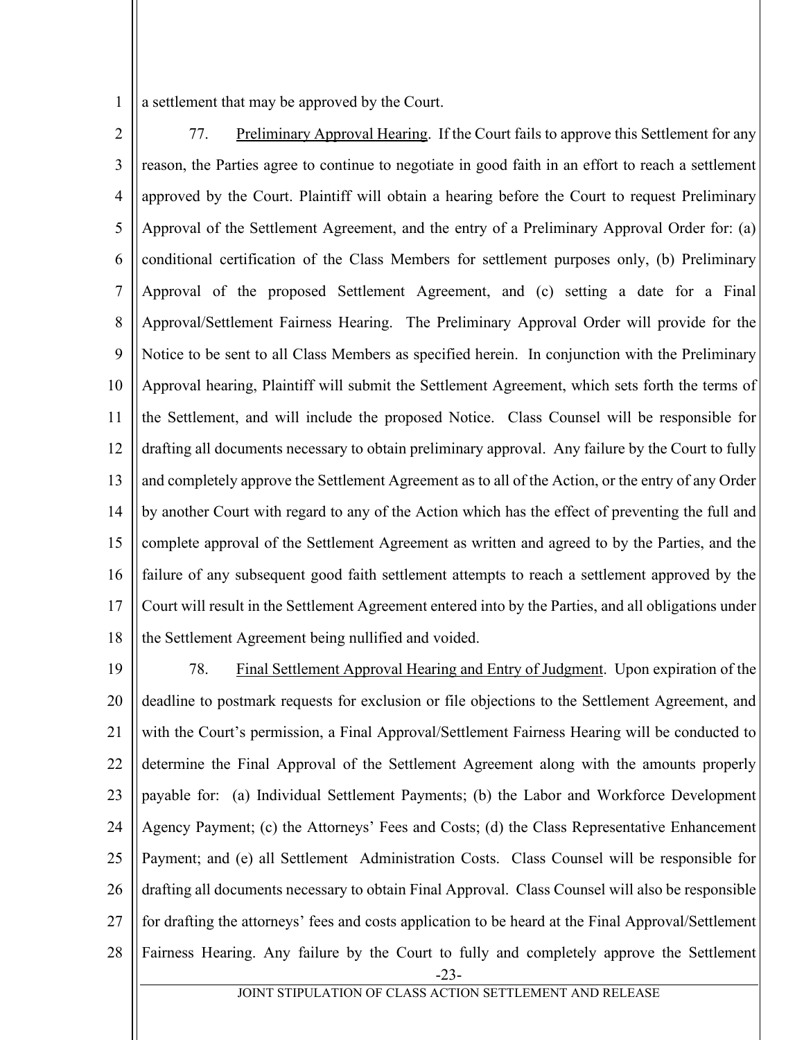a settlement that may be approved by the Court.

77. Preliminary Approval Hearing. If the Court fails to approve this Settlement for any reason, the Parties agree to continue to negotiate in good faith in an effort to reach a settlement approved by the Court. Plaintiff will obtain a hearing before the Court to request Preliminary Approval of the Settlement Agreement, and the entry of a Preliminary Approval Order for: (a) conditional certification of the Class Members for settlement purposes only, (b) Preliminary Approval of the proposed Settlement Agreement, and (c) setting a date for a Final Approval/Settlement Fairness Hearing. The Preliminary Approval Order will provide for the Notice to be sent to all Class Members as specified herein. In conjunction with the Preliminary Approval hearing, Plaintiff will submit the Settlement Agreement, which sets forth the terms of the Settlement, and will include the proposed Notice. Class Counsel will be responsible for drafting all documents necessary to obtain preliminary approval. Any failure by the Court to fully and completely approve the Settlement Agreement as to all of the Action, or the entry of any Order by another Court with regard to any of the Action which has the effect of preventing the full and complete approval of the Settlement Agreement as written and agreed to by the Parties, and the failure of any subsequent good faith settlement attempts to reach a settlement approved by the Court will result in the Settlement Agreement entered into by the Parties, and all obligations under the Settlement Agreement being nullified and voided.

78. Final Settlement Approval Hearing and Entry of Judgment. Upon expiration of the deadline to postmark requests for exclusion or file objections to the Settlement Agreement, and with the Court's permission, a Final Approval/Settlement Fairness Hearing will be conducted to determine the Final Approval of the Settlement Agreement along with the amounts properly payable for: (a) Individual Settlement Payments; (b) the Labor and Workforce Development Agency Payment; (c) the Attorneys' Fees and Costs; (d) the Class Representative Enhancement Payment; and (e) all Settlement Administration Costs. Class Counsel will be responsible for drafting all documents necessary to obtain Final Approval. Class Counsel will also be responsible for drafting the attorneys' fees and costs application to be heard at the Final Approval/Settlement Fairness Hearing. Any failure by the Court to fully and completely approve the Settlement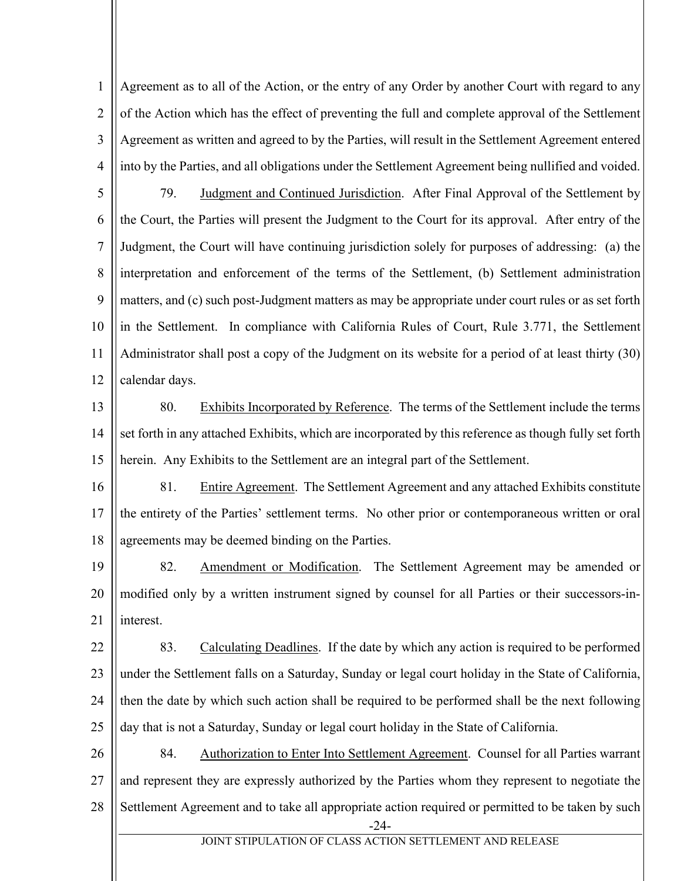Agreement as to all of the Action, or the entry of any Order by another Court with regard to any of the Action which has the effect of preventing the full and complete approval of the Settlement Agreement as written and agreed to by the Parties, will result in the Settlement Agreement entered into by the Parties, and all obligations under the Settlement Agreement being nullified and voided.

79. Judgment and Continued Jurisdiction. After Final Approval of the Settlement by the Court, the Parties will present the Judgment to the Court for its approval. After entry of the Judgment, the Court will have continuing jurisdiction solely for purposes of addressing: (a) the interpretation and enforcement of the terms of the Settlement, (b) Settlement administration matters, and (c) such post-Judgment matters as may be appropriate under court rules or as set forth in the Settlement. In compliance with California Rules of Court, Rule 3.771, the Settlement Administrator shall post a copy of the Judgment on its website for a period of at least thirty (30) calendar days.

80. Exhibits Incorporated by Reference. The terms of the Settlement include the terms set forth in any attached Exhibits, which are incorporated by this reference as though fully set forth herein. Any Exhibits to the Settlement are an integral part of the Settlement.

81. Entire Agreement. The Settlement Agreement and any attached Exhibits constitute the entirety of the Parties' settlement terms. No other prior or contemporaneous written or oral agreements may be deemed binding on the Parties.

82. Amendment or Modification. The Settlement Agreement may be amended or modified only by a written instrument signed by counsel for all Parties or their successors-in-interest.

83. Calculating Deadlines. If the date by which any action is required to be performed under the Settlement falls on a Saturday, Sunday or legal court holiday in the State of California, then the date by which such action shall be required to be performed shall be the next following day that is not a Saturday, Sunday or legal court holiday in the State of California.

84. Authorization to Enter Into Settlement Agreement. Counsel for all Parties warrant and represent they are expressly authorized by the Parties whom they represent to negotiate the Settlement Agreement and to take all appropriate action required or permitted to be taken by such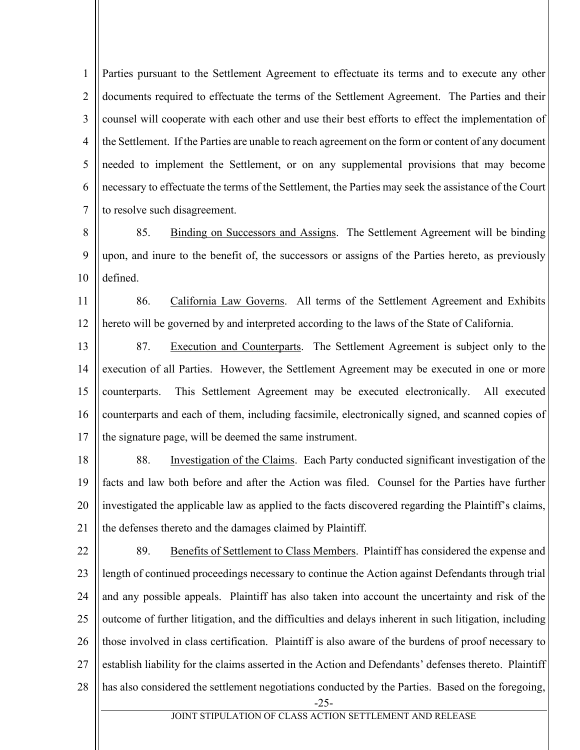Parties pursuant to the Settlement Agreement to effectuate its terms and to execute any other documents required to effectuate the terms of the Settlement Agreement. The Parties and their counsel will cooperate with each other and use their best efforts to effect the implementation of the Settlement. If the Parties are unable to reach agreement on the form or content of any document needed to implement the Settlement, or on any supplemental provisions that may become necessary to effectuate the terms of the Settlement, the Parties may seek the assistance of the Court to resolve such disagreement.

85. Binding on Successors and Assigns. The Settlement Agreement will be binding upon, and inure to the benefit of, the successors or assigns of the Parties hereto, as previously defined.

86. California Law Governs. All terms of the Settlement Agreement and Exhibits hereto will be governed by and interpreted according to the laws of the State of California.

87. Execution and Counterparts. The Settlement Agreement is subject only to the execution of all Parties. However, the Settlement Agreement may be executed in one or more counterparts. This Settlement Agreement may be executed electronically. All executed counterparts and each of them, including facsimile, electronically signed, and scanned copies of the signature page, will be deemed the same instrument.

88. Investigation of the Claims. Each Party conducted significant investigation of the facts and law both before and after the Action was filed. Counsel for the Parties have further investigated the applicable law as applied to the facts discovered regarding the Plaintiff's claims, the defenses thereto and the damages claimed by Plaintiff.

89. Benefits of Settlement to Class Members. Plaintiff has considered the expense and length of continued proceedings necessary to continue the Action against Defendants through trial and any possible appeals. Plaintiff has also taken into account the uncertainty and risk of the outcome of further litigation, and the difficulties and delays inherent in such litigation, including those involved in class certification. Plaintiff is also aware of the burdens of proof necessary to establish liability for the claims asserted in the Action and Defendants' defenses thereto. Plaintiff has also considered the settlement negotiations conducted by the Parties. Based on the foregoing,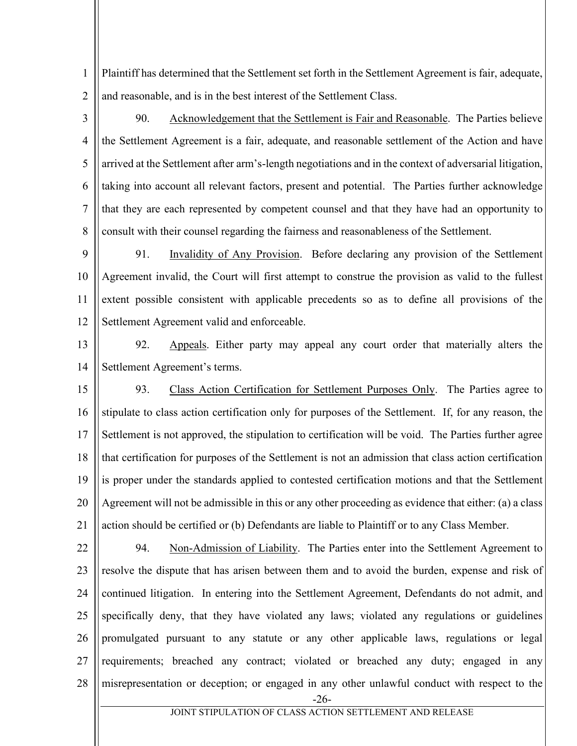Plaintiff has determined that the Settlement set forth in the Settlement Agreement is fair, adequate, and reasonable, and is in the best interest of the Settlement Class.

90. Acknowledgement that the Settlement is Fair and Reasonable. The Parties believe the Settlement Agreement is a fair, adequate, and reasonable settlement of the Action and have arrived at the Settlement after arm's-length negotiations and in the context of adversarial litigation, taking into account all relevant factors, present and potential. The Parties further acknowledge that they are each represented by competent counsel and that they have had an opportunity to consult with their counsel regarding the fairness and reasonableness of the Settlement.

91. Invalidity of Any Provision. Before declaring any provision of the Settlement Agreement invalid, the Court will first attempt to construe the provision as valid to the fullest extent possible consistent with applicable precedents so as to define all provisions of the Settlement Agreement valid and enforceable.

92. Appeals. Either party may appeal any court order that materially alters the Settlement Agreement's terms.

93. Class Action Certification for Settlement Purposes Only. The Parties agree to stipulate to class action certification only for purposes of the Settlement. If, for any reason, the Settlement is not approved, the stipulation to certification will be void. The Parties further agree that certification for purposes of the Settlement is not an admission that class action certification is proper under the standards applied to contested certification motions and that the Settlement Agreement will not be admissible in this or any other proceeding as evidence that either: (a) a class action should be certified or (b) Defendants are liable to Plaintiff or to any Class Member.

94. Non-Admission of Liability. The Parties enter into the Settlement Agreement to resolve the dispute that has arisen between them and to avoid the burden, expense and risk of continued litigation. In entering into the Settlement Agreement, Defendants do not admit, and specifically deny, that they have violated any laws; violated any regulations or guidelines promulgated pursuant to any statute or any other applicable laws, regulations or legal requirements; breached any contract; violated or breached any duty; engaged in any misrepresentation or deception; or engaged in any other unlawful conduct with respect to the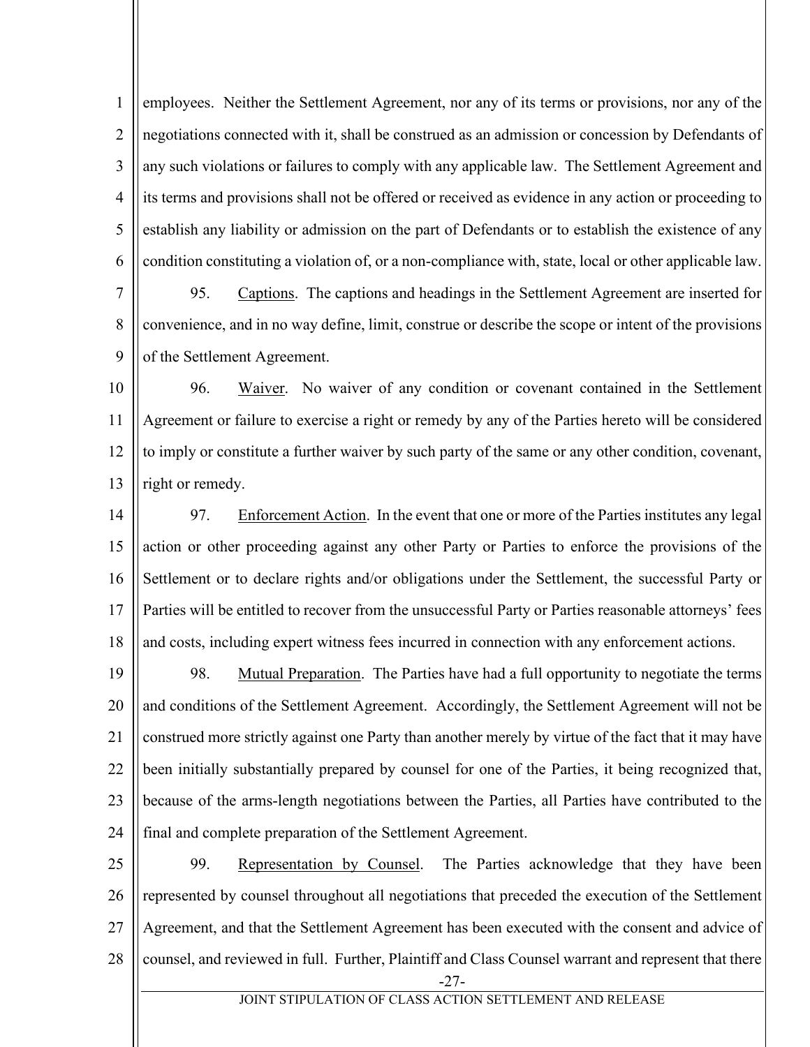employees. Neither the Settlement Agreement, nor any of its terms or provisions, nor any of the negotiations connected with it, shall be construed as an admission or concession by Defendants of any such violations or failures to comply with any applicable law. The Settlement Agreement and its terms and provisions shall not be offered or received as evidence in any action or proceeding to establish any liability or admission on the part of Defendants or to establish the existence of any condition constituting a violation of, or a non-compliance with, state, local or other applicable law.

95. Captions. The captions and headings in the Settlement Agreement are inserted for convenience, and in no way define, limit, construe or describe the scope or intent of the provisions of the Settlement Agreement.

96. Waiver. No waiver of any condition or covenant contained in the Settlement Agreement or failure to exercise a right or remedy by any of the Parties hereto will be considered to imply or constitute a further waiver by such party of the same or any other condition, covenant, right or remedy.

97. Enforcement Action. In the event that one or more of the Parties institutes any legal action or other proceeding against any other Party or Parties to enforce the provisions of the Settlement or to declare rights and/or obligations under the Settlement, the successful Party or Parties will be entitled to recover from the unsuccessful Party or Parties reasonable attorneys' fees and costs, including expert witness fees incurred in connection with any enforcement actions.

98. Mutual Preparation. The Parties have had a full opportunity to negotiate the terms and conditions of the Settlement Agreement. Accordingly, the Settlement Agreement will not be construed more strictly against one Party than another merely by virtue of the fact that it may have been initially substantially prepared by counsel for one of the Parties, it being recognized that, because of the arms-length negotiations between the Parties, all Parties have contributed to the final and complete preparation of the Settlement Agreement.

99. Representation by Counsel. The Parties acknowledge that they have been represented by counsel throughout all negotiations that preceded the execution of the Settlement Agreement, and that the Settlement Agreement has been executed with the consent and advice of counsel, and reviewed in full. Further, Plaintiff and Class Counsel warrant and represent that there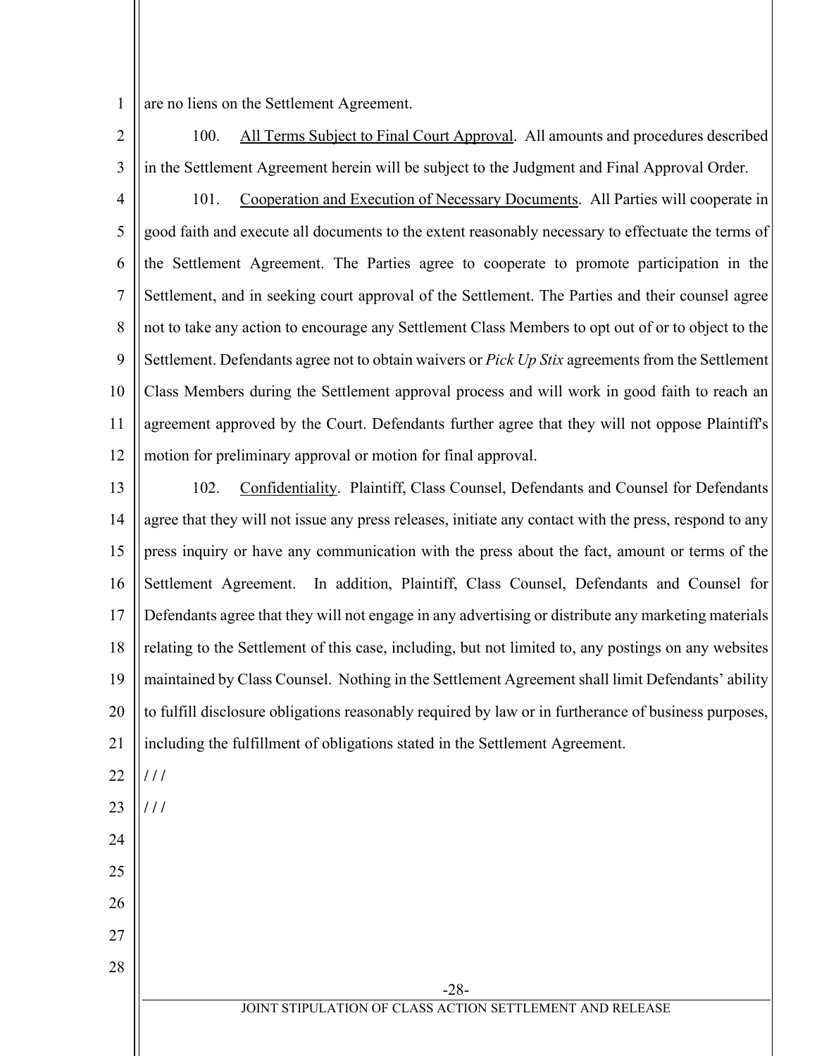are no liens on the Settlement Agreement.

100. All Terms Subject to Final Court Approval. All amounts and procedures described in the Settlement Agreement herein will be subject to the Judgment and Final Approval Order.

101. Cooperation and Execution of Necessary Documents. All Parties will cooperate in good faith and execute all documents to the extent reasonably necessary to effectuate the terms of the Settlement Agreement. The Parties agree to cooperate to promote participation in the Settlement, and in seeking court approval of the Settlement. The Parties and their counsel agree not to take any action to encourage any Settlement Class Members to opt out of or to object to the Settlement. Defendants agree not to obtain waivers or *Pick Up Stix* agreements from the Settlement Class Members during the Settlement approval process and will work in good faith to reach an agreement approved by the Court. Defendants further agree that they will not oppose Plaintiff's motion for preliminary approval or motion for final approval.

102. Confidentiality. Plaintiff, Class Counsel, Defendants and Counsel for Defendants agree that they will not issue any press releases, initiate any contact with the press, respond to any press inquiry or have any communication with the press about the fact, amount or terms of the Settlement Agreement. In addition, Plaintiff, Class Counsel, Defendants and Counsel for Defendants agree that they will not engage in any advertising or distribute any marketing materials relating to the Settlement of this case, including, but not limited to, any postings on any websites maintained by Class Counsel. Nothing in the Settlement Agreement shall limit Defendants' ability to fulfill disclosure obligations reasonably required by law or in furtherance of business purposes, including the fulfillment of obligations stated in the Settlement Agreement.

/ / /

/ / /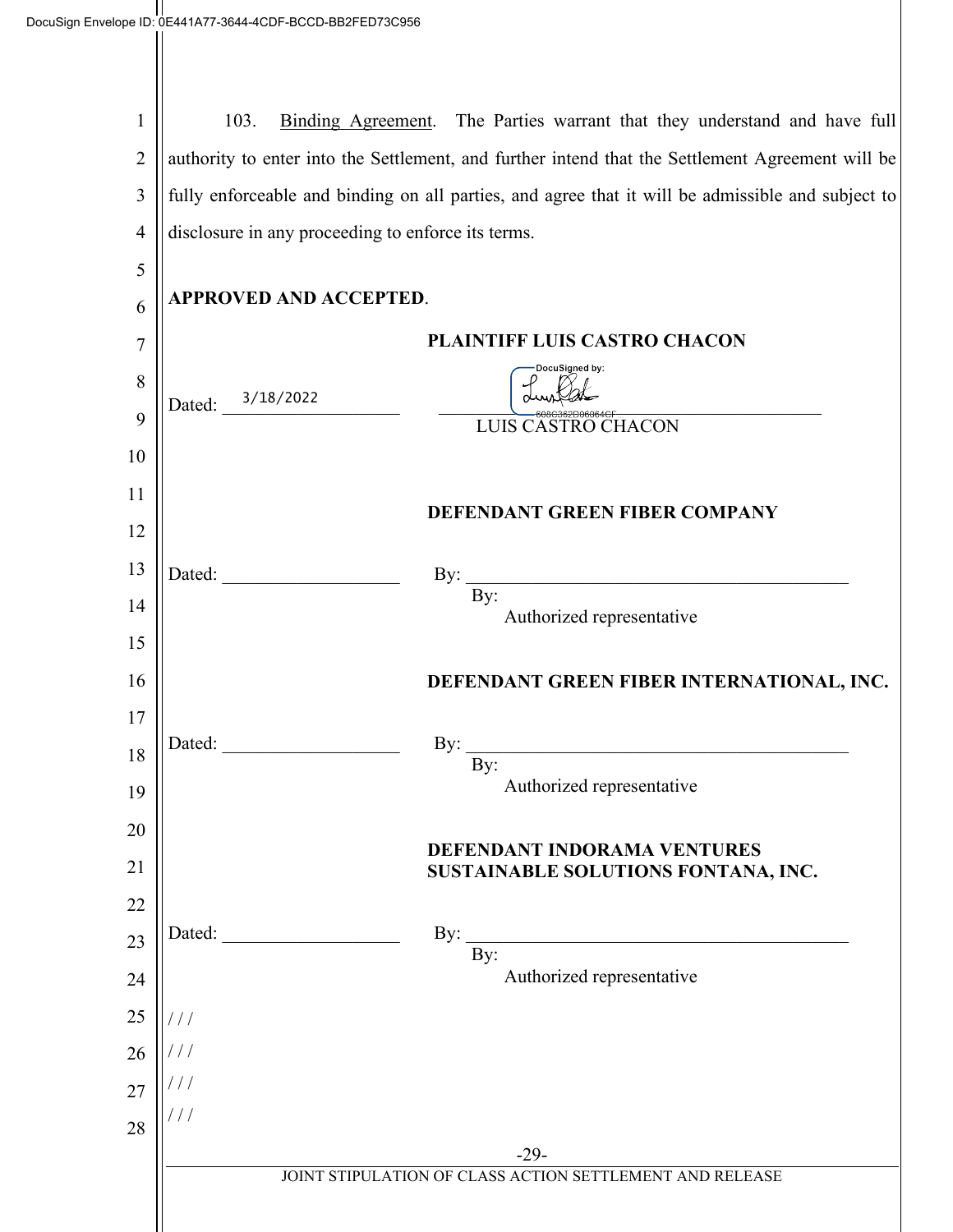103. Binding Agreement. The Parties warrant that they understand and have full authority to enter into the Settlement, and further intend that the Settlement Agreement will be fully enforceable and binding on all parties, and agree that it will be admissible and subject to disclosure in any proceeding to enforce its terms.

**APPROVED AND ACCEPTED**.

**PLAINTIFF LUIS CASTRO CHACON**

Dated: 3/18/2022

DocuSigned by:
608C362D06064CF

LUIS CASTRO CHACON

**DEFENDANT GREEN FIBER COMPANY**

Dated: ___________________ By: ___________________________________________

By:
Authorized representative

**DEFENDANT GREEN FIBER INTERNATIONAL, INC.**

Dated: ___________________ By: ___________________________________________

By:
Authorized representative

**DEFENDANT INDORAMA VENTURES SUSTAINABLE SOLUTIONS FONTANA, INC.**

Dated: ___________________ By: ___________________________________________

By:
Authorized representative

/ / /

/ / /

/ / /

/ / /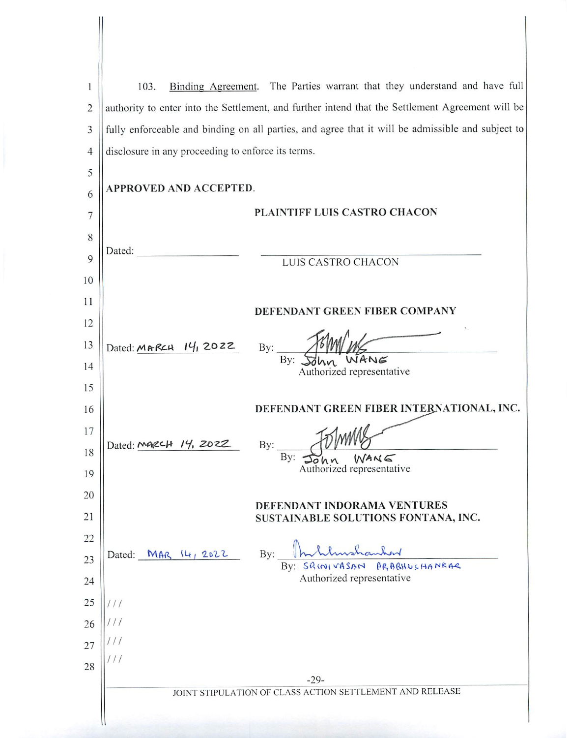103. Binding Agreement. The Parties warrant that they understand and have full authority to enter into the Settlement, and further intend that the Settlement Agreement will be fully enforceable and binding on all parties, and agree that it will be admissible and subject to disclosure in any proceeding to enforce its terms.

**APPROVED AND ACCEPTED.**

**PLAINTIFF LUIS CASTRO CHACON**

Dated: ____________________

______________________________
LUIS CASTRO CHACON

**DEFENDANT GREEN FIBER COMPANY**

Dated: MARCH 14, 2022

By: ______________________________
By: John WANG
Authorized representative

**DEFENDANT GREEN FIBER INTERNATIONAL, INC.**

Dated: MARCH 14, 2022

By: ______________________________
By: John WANG
Authorized representative

**DEFENDANT INDORAMA VENTURES SUSTAINABLE SOLUTIONS FONTANA, INC.**

Dated: MAR 14, 2022

By: ______________________________
By: SRINIVASAN PRABHUSHANKAR
Authorized representative

///

///

///

///

JOINT STIPULATION OF CLASS ACTION SETTLEMENT AND RELEASE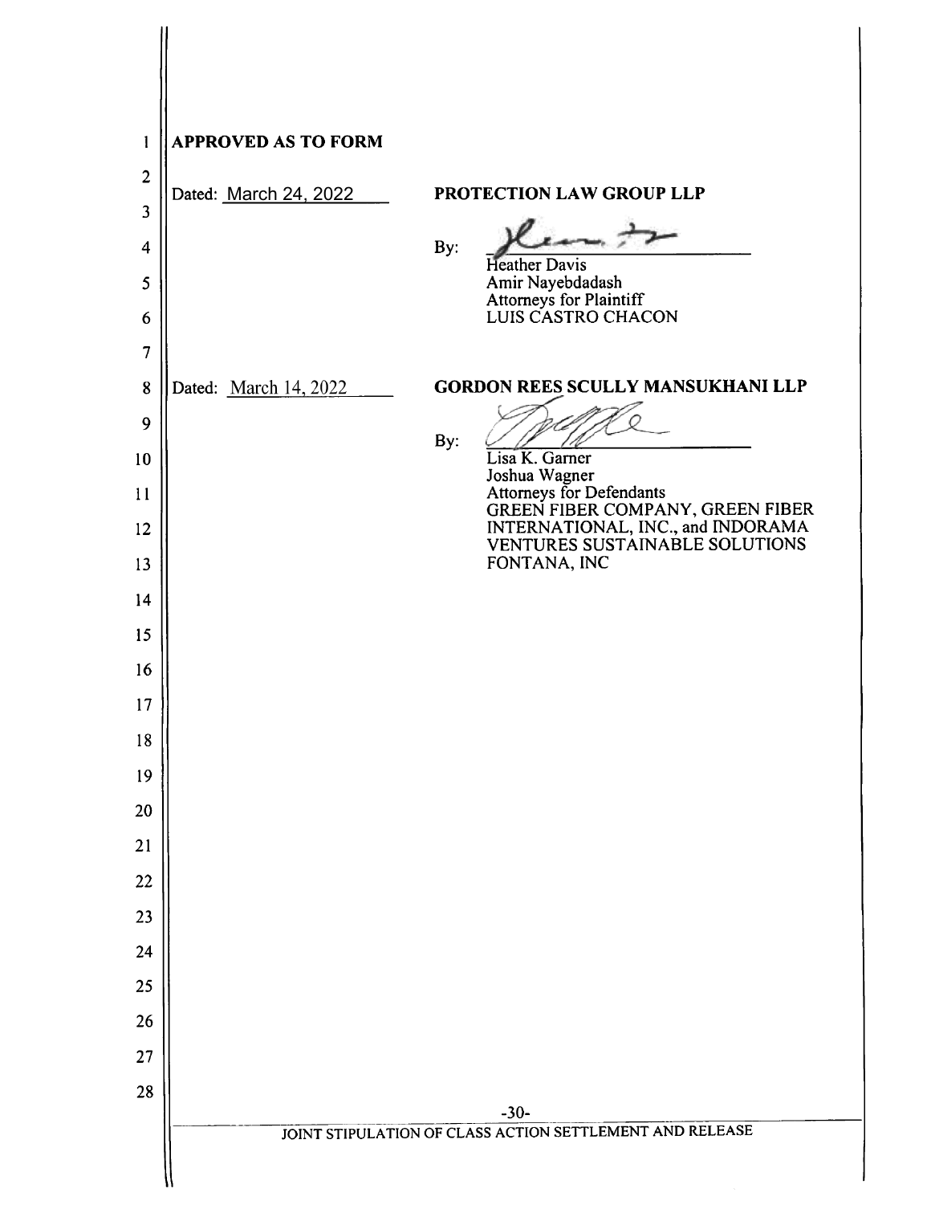**APPROVED AS TO FORM**

Dated: March 24, 2022

**PROTECTION LAW GROUP LLP**

By: ______________________
Heather Davis
Amir Nayebdadash
Attorneys for Plaintiff
LUIS CASTRO CHACON

Dated: March 14, 2022

**GORDON REES SCULLY MANSUKHANI LLP**

By: ______________________
Lisa K. Garner
Joshua Wagner
Attorneys for Defendants
GREEN FIBER COMPANY, GREEN FIBER INTERNATIONAL, INC., and INDORAMA VENTURES SUSTAINABLE SOLUTIONS FONTANA, INC